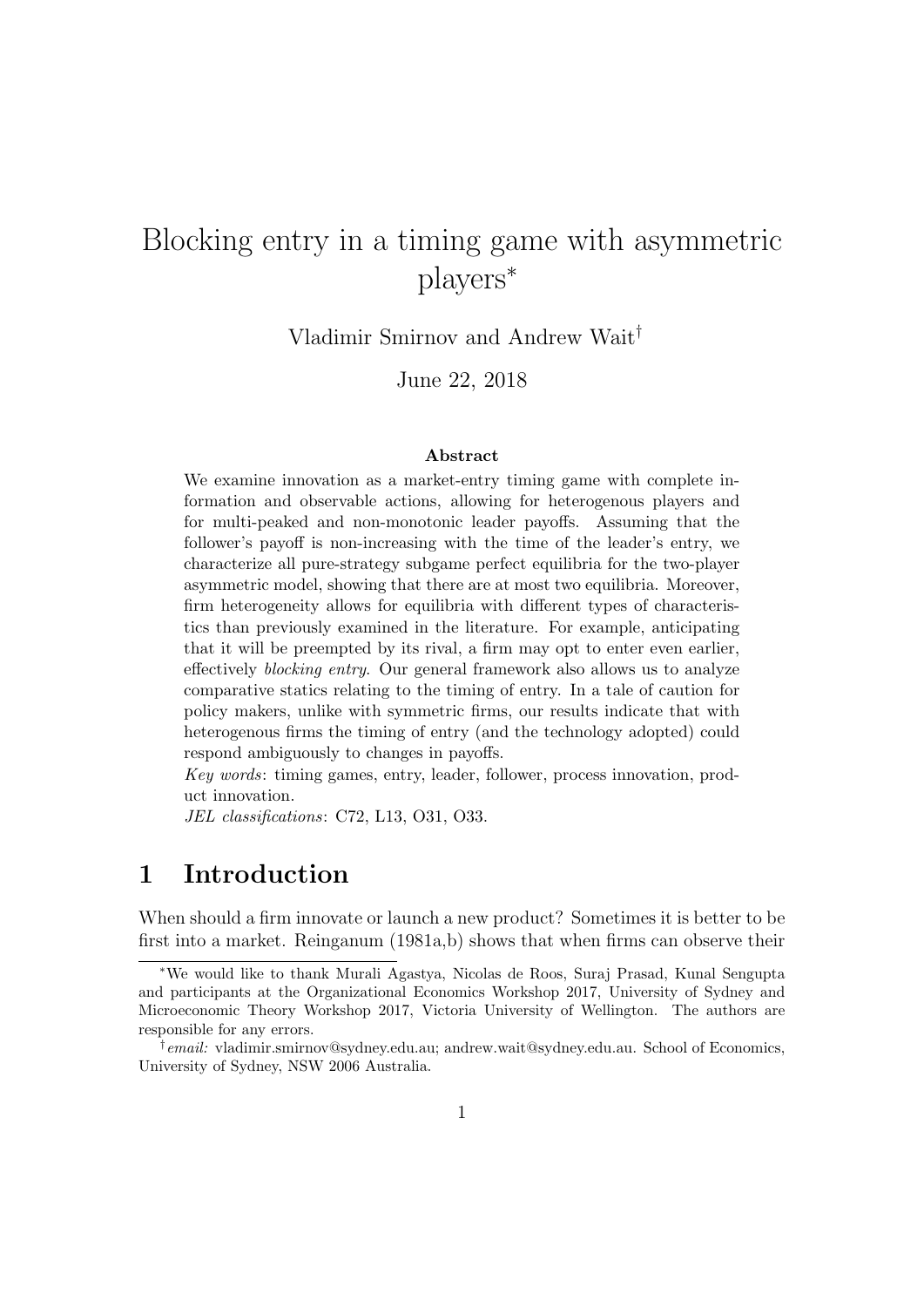# Blocking entry in a timing game with asymmetric players*

Vladimir Smirnov and Andrew Wait†

June 22, 2018

### Abstract

We examine innovation as a market-entry timing game with complete information and observable actions, allowing for heterogenous players and for multi-peaked and non-monotonic leader payoffs. Assuming that the follower's payoff is non-increasing with the time of the leader's entry, we characterize all pure-strategy subgame perfect equilibria for the two-player asymmetric model, showing that there are at most two equilibria. Moreover, firm heterogeneity allows for equilibria with different types of characteristics than previously examined in the literature. For example, anticipating that it will be preempted by its rival, a firm may opt to enter even earlier, effectively *blocking entry*. Our general framework also allows us to analyze comparative statics relating to the timing of entry. In a tale of caution for policy makers, unlike with symmetric firms, our results indicate that with heterogenous firms the timing of entry (and the technology adopted) could respond ambiguously to changes in payoffs.

*Key words*: timing games, entry, leader, follower, process innovation, product innovation.

*JEL classifications*: C72, L13, O31, O33.

## 1 Introduction

When should a firm innovate or launch a new product? Sometimes it is better to be first into a market. Reinganum (1981a,b) shows that when firms can observe their

---

*We would like to thank Murali Agastya, Nicolas de Roos, Suraj Prasad, Kunal Sengupta and participants at the Organizational Economics Workshop 2017, University of Sydney and Microeconomic Theory Workshop 2017, Victoria University of Wellington. The authors are responsible for any errors.

†*email:* vladimir.smirnov@sydney.edu.au; andrew.wait@sydney.edu.au. School of Economics, University of Sydney, NSW 2006 Australia.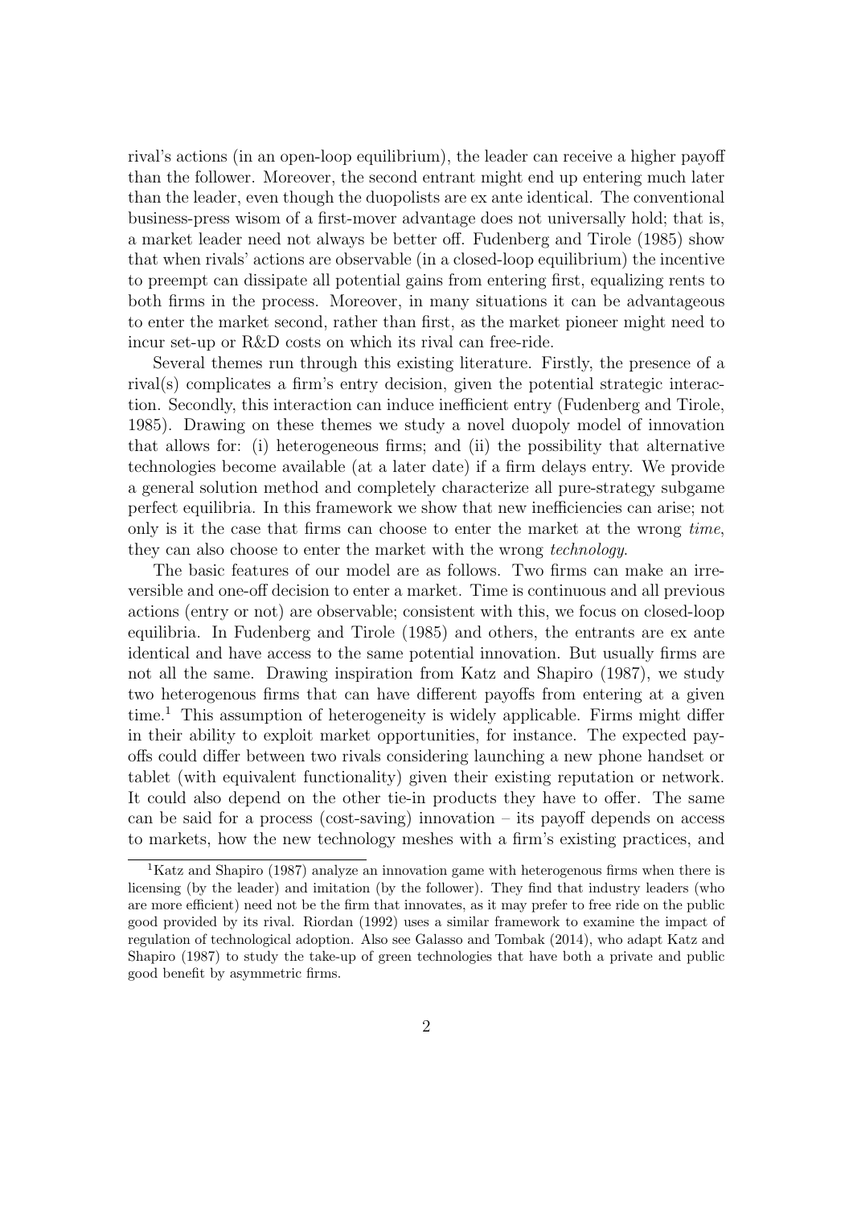rival's actions (in an open-loop equilibrium), the leader can receive a higher payoff than the follower. Moreover, the second entrant might end up entering much later than the leader, even though the duopolists are ex ante identical. The conventional business-press wisom of a first-mover advantage does not universally hold; that is, a market leader need not always be better off. Fudenberg and Tirole (1985) show that when rivals' actions are observable (in a closed-loop equilibrium) the incentive to preempt can dissipate all potential gains from entering first, equalizing rents to both firms in the process. Moreover, in many situations it can be advantageous to enter the market second, rather than first, as the market pioneer might need to incur set-up or R&D costs on which its rival can free-ride.

Several themes run through this existing literature. Firstly, the presence of a rival(s) complicates a firm's entry decision, given the potential strategic interaction. Secondly, this interaction can induce inefficient entry (Fudenberg and Tirole, 1985). Drawing on these themes we study a novel duopoly model of innovation that allows for: (i) heterogeneous firms; and (ii) the possibility that alternative technologies become available (at a later date) if a firm delays entry. We provide a general solution method and completely characterize all pure-strategy subgame perfect equilibria. In this framework we show that new inefficiencies can arise; not only is it the case that firms can choose to enter the market at the wrong *time*, they can also choose to enter the market with the wrong *technology*.

The basic features of our model are as follows. Two firms can make an irreversible and one-off decision to enter a market. Time is continuous and all previous actions (entry or not) are observable; consistent with this, we focus on closed-loop equilibria. In Fudenberg and Tirole (1985) and others, the entrants are ex ante identical and have access to the same potential innovation. But usually firms are not all the same. Drawing inspiration from Katz and Shapiro (1987), we study two heterogenous firms that can have different payoffs from entering at a given time.[1] This assumption of heterogeneity is widely applicable. Firms might differ in their ability to exploit market opportunities, for instance. The expected payoffs could differ between two rivals considering launching a new phone handset or tablet (with equivalent functionality) given their existing reputation or network. It could also depend on the other tie-in products they have to offer. The same can be said for a process (cost-saving) innovation – its payoff depends on access to markets, how the new technology meshes with a firm's existing practices, and

[1] Katz and Shapiro (1987) analyze an innovation game with heterogenous firms when there is licensing (by the leader) and imitation (by the follower). They find that industry leaders (who are more efficient) need not be the firm that innovates, as it may prefer to free ride on the public good provided by its rival. Riordan (1992) uses a similar framework to examine the impact of regulation of technological adoption. Also see Galasso and Tombak (2014), who adapt Katz and Shapiro (1987) to study the take-up of green technologies that have both a private and public good benefit by asymmetric firms.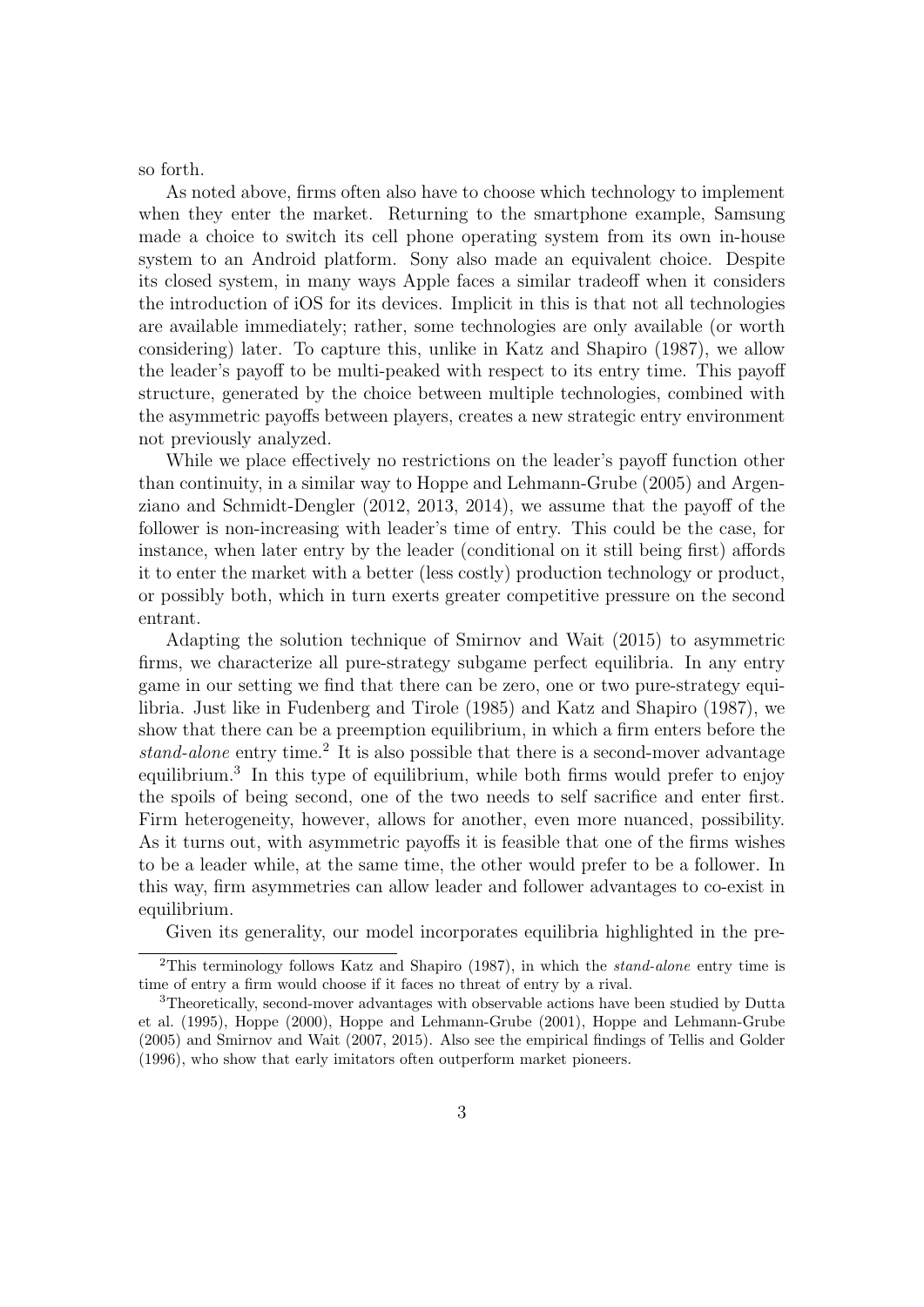so forth.

As noted above, firms often also have to choose which technology to implement when they enter the market. Returning to the smartphone example, Samsung made a choice to switch its cell phone operating system from its own in-house system to an Android platform. Sony also made an equivalent choice. Despite its closed system, in many ways Apple faces a similar tradeoff when it considers the introduction of iOS for its devices. Implicit in this is that not all technologies are available immediately; rather, some technologies are only available (or worth considering) later. To capture this, unlike in Katz and Shapiro (1987), we allow the leader's payoff to be multi-peaked with respect to its entry time. This payoff structure, generated by the choice between multiple technologies, combined with the asymmetric payoffs between players, creates a new strategic entry environment not previously analyzed.

While we place effectively no restrictions on the leader's payoff function other than continuity, in a similar way to Hoppe and Lehmann-Grube (2005) and Argenziano and Schmidt-Dengler (2012, 2013, 2014), we assume that the payoff of the follower is non-increasing with leader's time of entry. This could be the case, for instance, when later entry by the leader (conditional on it still being first) affords it to enter the market with a better (less costly) production technology or product, or possibly both, which in turn exerts greater competitive pressure on the second entrant.

Adapting the solution technique of Smirnov and Wait (2015) to asymmetric firms, we characterize all pure-strategy subgame perfect equilibria. In any entry game in our setting we find that there can be zero, one or two pure-strategy equilibria. Just like in Fudenberg and Tirole (1985) and Katz and Shapiro (1987), we show that there can be a preemption equilibrium, in which a firm enters before the *stand-alone* entry time.[2] It is also possible that there is a second-mover advantage equilibrium.[3] In this type of equilibrium, while both firms would prefer to enjoy the spoils of being second, one of the two needs to self sacrifice and enter first. Firm heterogeneity, however, allows for another, even more nuanced, possibility. As it turns out, with asymmetric payoffs it is feasible that one of the firms wishes to be a leader while, at the same time, the other would prefer to be a follower. In this way, firm asymmetries can allow leader and follower advantages to co-exist in equilibrium.

Given its generality, our model incorporates equilibria highlighted in the pre-

[2] This terminology follows Katz and Shapiro (1987), in which the *stand-alone* entry time is time of entry a firm would choose if it faces no threat of entry by a rival.

[3] Theoretically, second-mover advantages with observable actions have been studied by Dutta et al. (1995), Hoppe (2000), Hoppe and Lehmann-Grube (2001), Hoppe and Lehmann-Grube (2005) and Smirnov and Wait (2007, 2015). Also see the empirical findings of Tellis and Golder (1996), who show that early imitators often outperform market pioneers.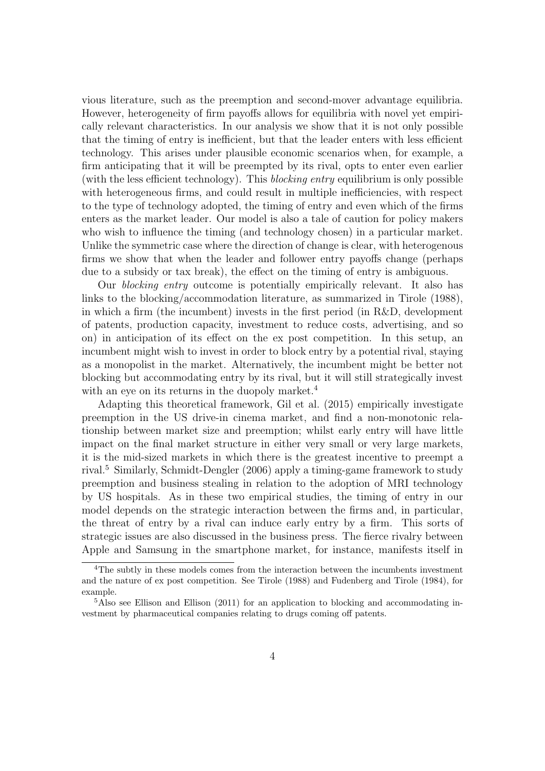vious literature, such as the preemption and second-mover advantage equilibria. However, heterogeneity of firm payoffs allows for equilibria with novel yet empirically relevant characteristics. In our analysis we show that it is not only possible that the timing of entry is inefficient, but that the leader enters with less efficient technology. This arises under plausible economic scenarios when, for example, a firm anticipating that it will be preempted by its rival, opts to enter even earlier (with the less efficient technology). This *blocking entry* equilibrium is only possible with heterogeneous firms, and could result in multiple inefficiencies, with respect to the type of technology adopted, the timing of entry and even which of the firms enters as the market leader. Our model is also a tale of caution for policy makers who wish to influence the timing (and technology chosen) in a particular market. Unlike the symmetric case where the direction of change is clear, with heterogenous firms we show that when the leader and follower entry payoffs change (perhaps due to a subsidy or tax break), the effect on the timing of entry is ambiguous.

Our *blocking entry* outcome is potentially empirically relevant. It also has links to the blocking/accommodation literature, as summarized in Tirole (1988), in which a firm (the incumbent) invests in the first period (in R&D, development of patents, production capacity, investment to reduce costs, advertising, and so on) in anticipation of its effect on the ex post competition. In this setup, an incumbent might wish to invest in order to block entry by a potential rival, staying as a monopolist in the market. Alternatively, the incumbent might be better not blocking but accommodating entry by its rival, but it will still strategically invest with an eye on its returns in the duopoly market.[4]

Adapting this theoretical framework, Gil et al. (2015) empirically investigate preemption in the US drive-in cinema market, and find a non-monotonic relationship between market size and preemption; whilst early entry will have little impact on the final market structure in either very small or very large markets, it is the mid-sized markets in which there is the greatest incentive to preempt a rival.[5] Similarly, Schmidt-Dengler (2006) apply a timing-game framework to study preemption and business stealing in relation to the adoption of MRI technology by US hospitals. As in these two empirical studies, the timing of entry in our model depends on the strategic interaction between the firms and, in particular, the threat of entry by a rival can induce early entry by a firm. This sorts of strategic issues are also discussed in the business press. The fierce rivalry between Apple and Samsung in the smartphone market, for instance, manifests itself in

---

[4]The subtly in these models comes from the interaction between the incumbents investment and the nature of ex post competition. See Tirole (1988) and Fudenberg and Tirole (1984), for example.

[5]Also see Ellison and Ellison (2011) for an application to blocking and accommodating investment by pharmaceutical companies relating to drugs coming off patents.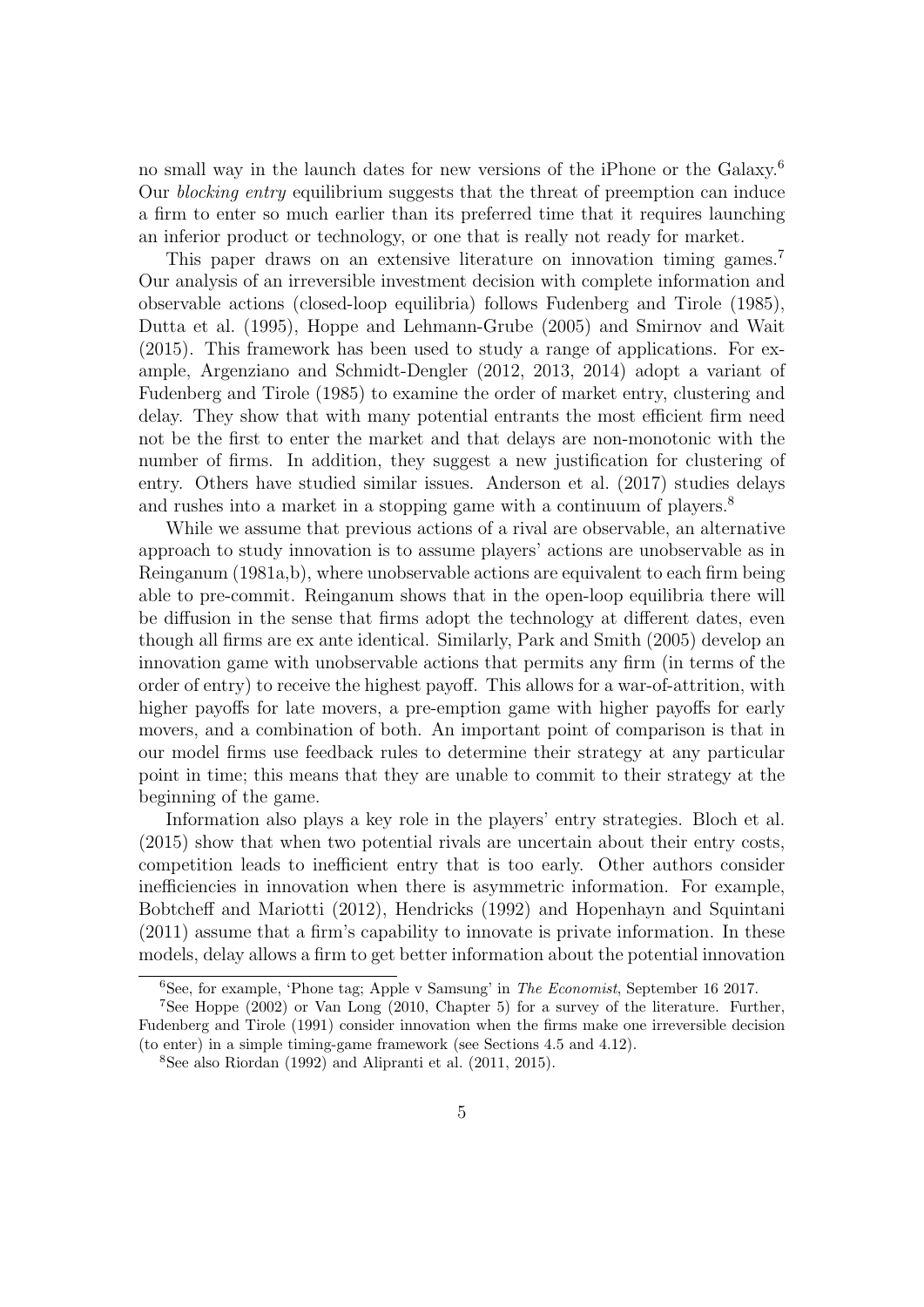no small way in the launch dates for new versions of the iPhone or the Galaxy.[6] Our *blocking entry* equilibrium suggests that the threat of preemption can induce a firm to enter so much earlier than its preferred time that it requires launching an inferior product or technology, or one that is really not ready for market.

This paper draws on an extensive literature on innovation timing games.[7] Our analysis of an irreversible investment decision with complete information and observable actions (closed-loop equilibria) follows Fudenberg and Tirole (1985), Dutta et al. (1995), Hoppe and Lehmann-Grube (2005) and Smirnov and Wait (2015). This framework has been used to study a range of applications. For example, Argenziano and Schmidt-Dengler (2012, 2013, 2014) adopt a variant of Fudenberg and Tirole (1985) to examine the order of market entry, clustering and delay. They show that with many potential entrants the most efficient firm need not be the first to enter the market and that delays are non-monotonic with the number of firms. In addition, they suggest a new justification for clustering of entry. Others have studied similar issues. Anderson et al. (2017) studies delays and rushes into a market in a stopping game with a continuum of players.[8]

While we assume that previous actions of a rival are observable, an alternative approach to study innovation is to assume players' actions are unobservable as in Reinganum (1981a,b), where unobservable actions are equivalent to each firm being able to pre-commit. Reinganum shows that in the open-loop equilibria there will be diffusion in the sense that firms adopt the technology at different dates, even though all firms are ex ante identical. Similarly, Park and Smith (2005) develop an innovation game with unobservable actions that permits any firm (in terms of the order of entry) to receive the highest payoff. This allows for a war-of-attrition, with higher payoffs for late movers, a pre-emption game with higher payoffs for early movers, and a combination of both. An important point of comparison is that in our model firms use feedback rules to determine their strategy at any particular point in time; this means that they are unable to commit to their strategy at the beginning of the game.

Information also plays a key role in the players' entry strategies. Bloch et al. (2015) show that when two potential rivals are uncertain about their entry costs, competition leads to inefficient entry that is too early. Other authors consider inefficiencies in innovation when there is asymmetric information. For example, Bobtcheff and Mariotti (2012), Hendricks (1992) and Hopenhayn and Squintani (2011) assume that a firm's capability to innovate is private information. In these models, delay allows a firm to get better information about the potential innovation

[6] See, for example, 'Phone tag; Apple v Samsung' in *The Economist*, September 16 2017.

[7] See Hoppe (2002) or Van Long (2010, Chapter 5) for a survey of the literature. Further, Fudenberg and Tirole (1991) consider innovation when the firms make one irreversible decision (to enter) in a simple timing-game framework (see Sections 4.5 and 4.12).

[8] See also Riordan (1992) and Alipranti et al. (2011, 2015).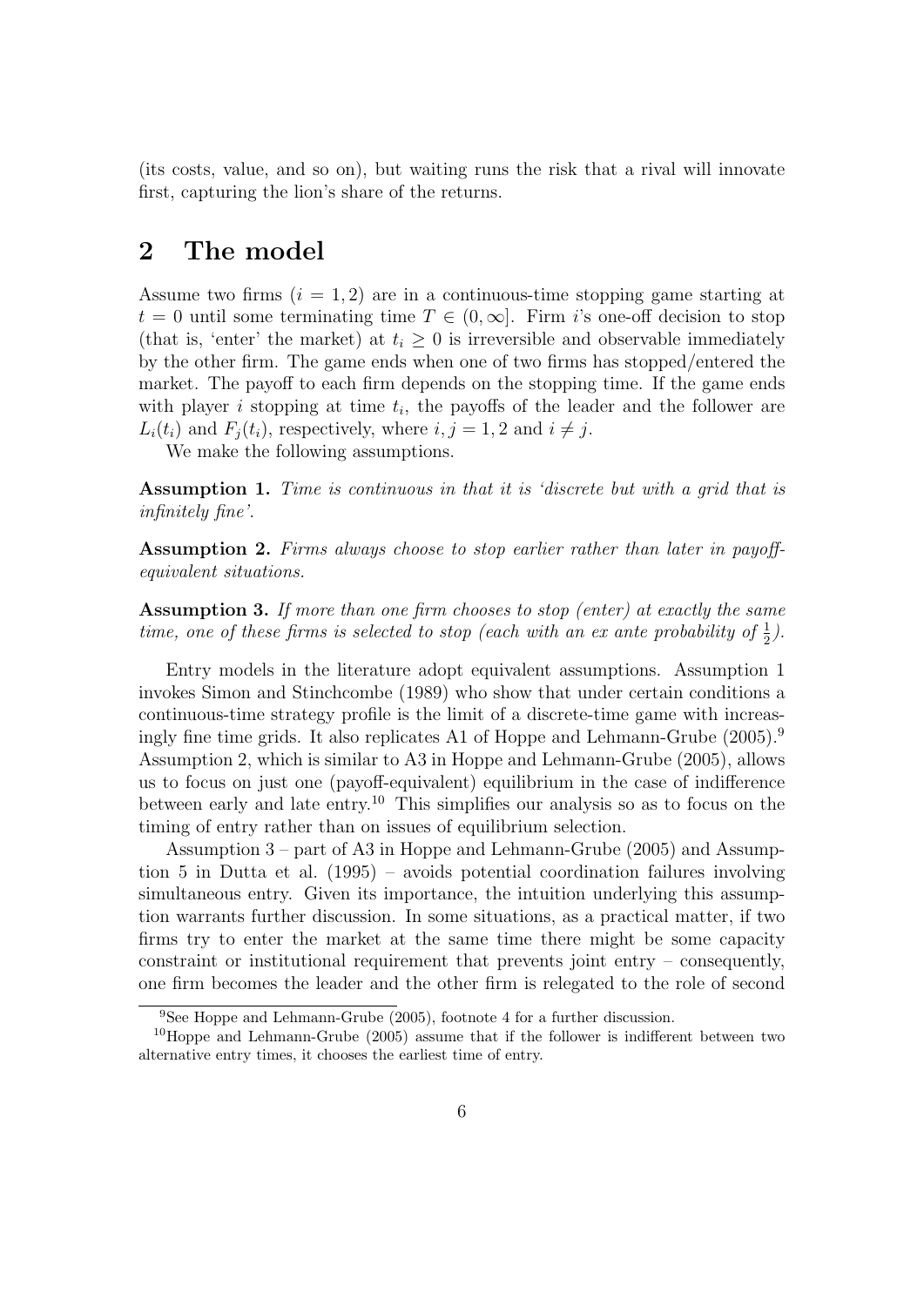(its costs, value, and so on), but waiting runs the risk that a rival will innovate first, capturing the lion's share of the returns.

## 2 The model

Assume two firms ($i = 1, 2$) are in a continuous-time stopping game starting at $t = 0$ until some terminating time $T \in (0, \infty]$. Firm $i$'s one-off decision to stop (that is, 'enter' the market) at $t_i \geq 0$ is irreversible and observable immediately by the other firm. The game ends when one of two firms has stopped/entered the market. The payoff to each firm depends on the stopping time. If the game ends with player $i$ stopping at time $t_i$, the payoffs of the leader and the follower are $L_i(t_i)$ and $F_j(t_i)$, respectively, where $i, j = 1, 2$ and $i \neq j$.

We make the following assumptions.

**Assumption 1.** *Time is continuous in that it is 'discrete but with a grid that is infinitely fine'.*

**Assumption 2.** *Firms always choose to stop earlier rather than later in payoff-equivalent situations.*

**Assumption 3.** *If more than one firm chooses to stop (enter) at exactly the same time, one of these firms is selected to stop (each with an ex ante probability of $\frac{1}{2}$).*

Entry models in the literature adopt equivalent assumptions. Assumption 1 invokes Simon and Stinchcombe (1989) who show that under certain conditions a continuous-time strategy profile is the limit of a discrete-time game with increasingly fine time grids. It also replicates A1 of Hoppe and Lehmann-Grube (2005).[9] Assumption 2, which is similar to A3 in Hoppe and Lehmann-Grube (2005), allows us to focus on just one (payoff-equivalent) equilibrium in the case of indifference between early and late entry.[10] This simplifies our analysis so as to focus on the timing of entry rather than on issues of equilibrium selection.

Assumption 3 – part of A3 in Hoppe and Lehmann-Grube (2005) and Assumption 5 in Dutta et al. (1995) – avoids potential coordination failures involving simultaneous entry. Given its importance, the intuition underlying this assumption warrants further discussion. In some situations, as a practical matter, if two firms try to enter the market at the same time there might be some capacity constraint or institutional requirement that prevents joint entry – consequently, one firm becomes the leader and the other firm is relegated to the role of second

[9] See Hoppe and Lehmann-Grube (2005), footnote 4 for a further discussion.

[10] Hoppe and Lehmann-Grube (2005) assume that if the follower is indifferent between two alternative entry times, it chooses the earliest time of entry.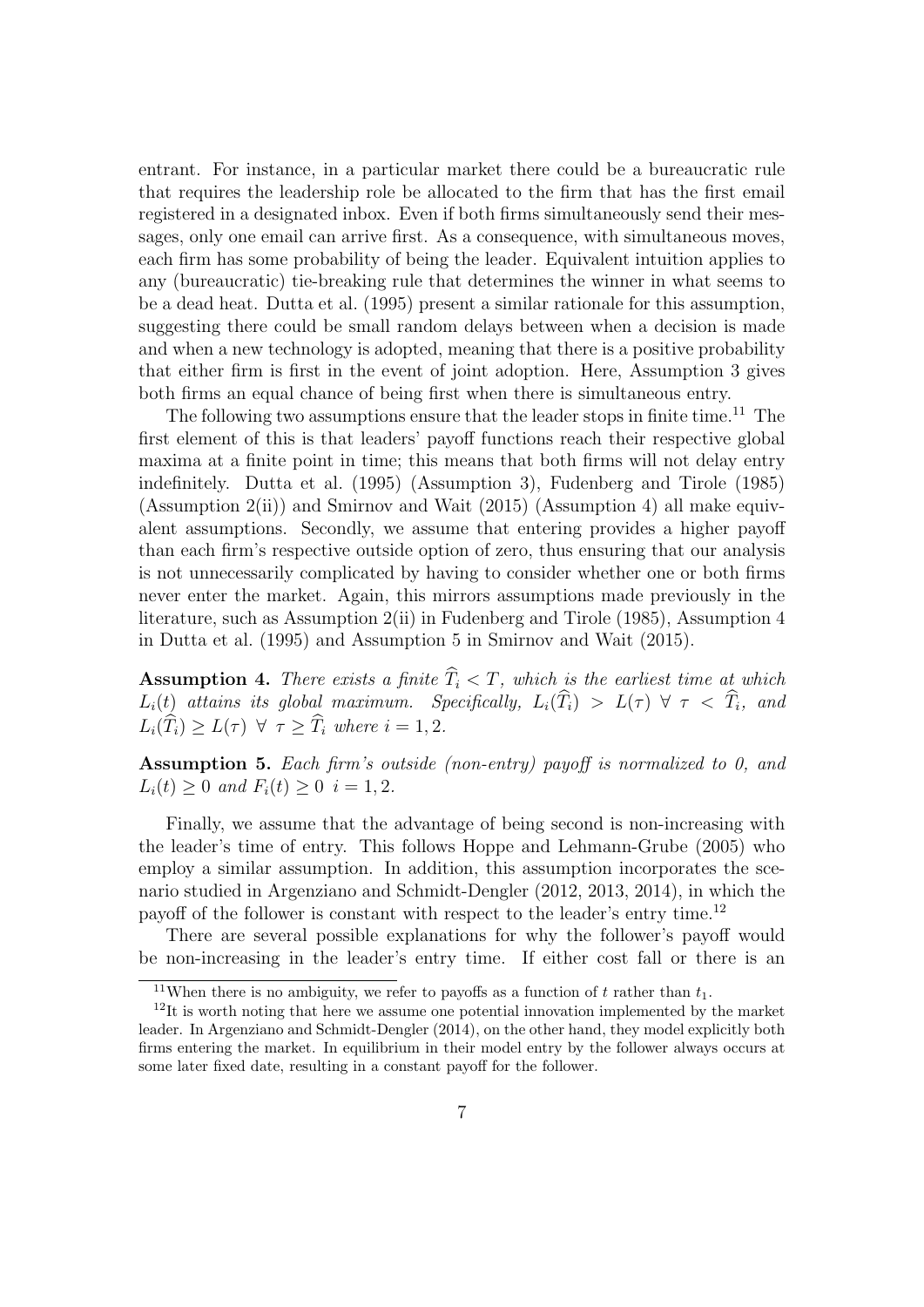entrant. For instance, in a particular market there could be a bureaucratic rule that requires the leadership role be allocated to the firm that has the first email registered in a designated inbox. Even if both firms simultaneously send their messages, only one email can arrive first. As a consequence, with simultaneous moves, each firm has some probability of being the leader. Equivalent intuition applies to any (bureaucratic) tie-breaking rule that determines the winner in what seems to be a dead heat. Dutta et al. (1995) present a similar rationale for this assumption, suggesting there could be small random delays between when a decision is made and when a new technology is adopted, meaning that there is a positive probability that either firm is first in the event of joint adoption. Here, Assumption 3 gives both firms an equal chance of being first when there is simultaneous entry.

The following two assumptions ensure that the leader stops in finite time.[11] The first element of this is that leaders' payoff functions reach their respective global maxima at a finite point in time; this means that both firms will not delay entry indefinitely. Dutta et al. (1995) (Assumption 3), Fudenberg and Tirole (1985) (Assumption 2(ii)) and Smirnov and Wait (2015) (Assumption 4) all make equivalent assumptions. Secondly, we assume that entering provides a higher payoff than each firm's respective outside option of zero, thus ensuring that our analysis is not unnecessarily complicated by having to consider whether one or both firms never enter the market. Again, this mirrors assumptions made previously in the literature, such as Assumption 2(ii) in Fudenberg and Tirole (1985), Assumption 4 in Dutta et al. (1995) and Assumption 5 in Smirnov and Wait (2015).

**Assumption 4.** *There exists a finite* $\widehat{T}_i < T$*, which is the earliest time at which* $L_i(t)$ *attains its global maximum. Specifically,* $L_i(\widehat{T}_i) > L(\tau)\ \forall\ \tau < \widehat{T}_i$*, and* $L_i(\widehat{T}_i) \geq L(\tau)\ \forall\ \tau \geq \widehat{T}_i$ *where* $i = 1, 2$*.*

**Assumption 5.** *Each firm's outside (non-entry) payoff is normalized to 0, and* $L_i(t) \geq 0$ *and* $F_i(t) \geq 0$ $i = 1, 2$*.*

Finally, we assume that the advantage of being second is non-increasing with the leader's time of entry. This follows Hoppe and Lehmann-Grube (2005) who employ a similar assumption. In addition, this assumption incorporates the scenario studied in Argenziano and Schmidt-Dengler (2012, 2013, 2014), in which the payoff of the follower is constant with respect to the leader's entry time.[12]

There are several possible explanations for why the follower's payoff would be non-increasing in the leader's entry time. If either cost fall or there is an

[11] When there is no ambiguity, we refer to payoffs as a function of $t$ rather than $t_1$.

[12] It is worth noting that here we assume one potential innovation implemented by the market leader. In Argenziano and Schmidt-Dengler (2014), on the other hand, they model explicitly both firms entering the market. In equilibrium in their model entry by the follower always occurs at some later fixed date, resulting in a constant payoff for the follower.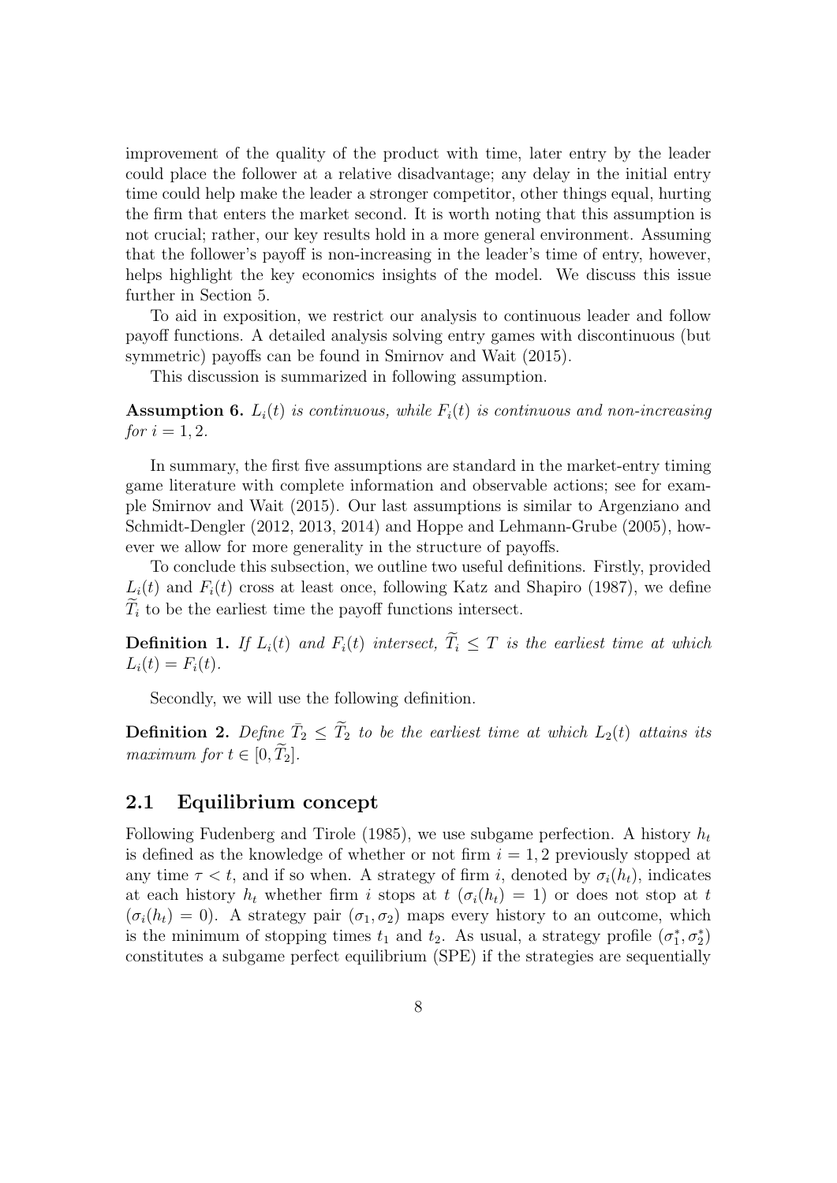improvement of the quality of the product with time, later entry by the leader could place the follower at a relative disadvantage; any delay in the initial entry time could help make the leader a stronger competitor, other things equal, hurting the firm that enters the market second. It is worth noting that this assumption is not crucial; rather, our key results hold in a more general environment. Assuming that the follower's payoff is non-increasing in the leader's time of entry, however, helps highlight the key economics insights of the model. We discuss this issue further in Section 5.

To aid in exposition, we restrict our analysis to continuous leader and follow payoff functions. A detailed analysis solving entry games with discontinuous (but symmetric) payoffs can be found in Smirnov and Wait (2015).

This discussion is summarized in following assumption.

**Assumption 6.** *$L_i(t)$ is continuous, while $F_i(t)$ is continuous and non-increasing for $i = 1, 2$.*

In summary, the first five assumptions are standard in the market-entry timing game literature with complete information and observable actions; see for example Smirnov and Wait (2015). Our last assumptions is similar to Argenziano and Schmidt-Dengler (2012, 2013, 2014) and Hoppe and Lehmann-Grube (2005), however we allow for more generality in the structure of payoffs.

To conclude this subsection, we outline two useful definitions. Firstly, provided $L_i(t)$ and $F_i(t)$ cross at least once, following Katz and Shapiro (1987), we define $\widetilde{T}_i$ to be the earliest time the payoff functions intersect.

**Definition 1.** *If $L_i(t)$ and $F_i(t)$ intersect, $\widetilde{T}_i \leq T$ is the earliest time at which $L_i(t) = F_i(t)$.*

Secondly, we will use the following definition.

**Definition 2.** *Define $\bar{T}_2 \leq \widetilde{T}_2$ to be the earliest time at which $L_2(t)$ attains its maximum for $t \in [0, \widetilde{T}_2]$.*

## 2.1 Equilibrium concept

Following Fudenberg and Tirole (1985), we use subgame perfection. A history $h_t$ is defined as the knowledge of whether or not firm $i = 1, 2$ previously stopped at any time $\tau < t$, and if so when. A strategy of firm $i$, denoted by $\sigma_i(h_t)$, indicates at each history $h_t$ whether firm $i$ stops at $t$ ($\sigma_i(h_t) = 1$) or does not stop at $t$ ($\sigma_i(h_t) = 0$). A strategy pair $(\sigma_1, \sigma_2)$ maps every history to an outcome, which is the minimum of stopping times $t_1$ and $t_2$. As usual, a strategy profile $(\sigma_1^*, \sigma_2^*)$ constitutes a subgame perfect equilibrium (SPE) if the strategies are sequentially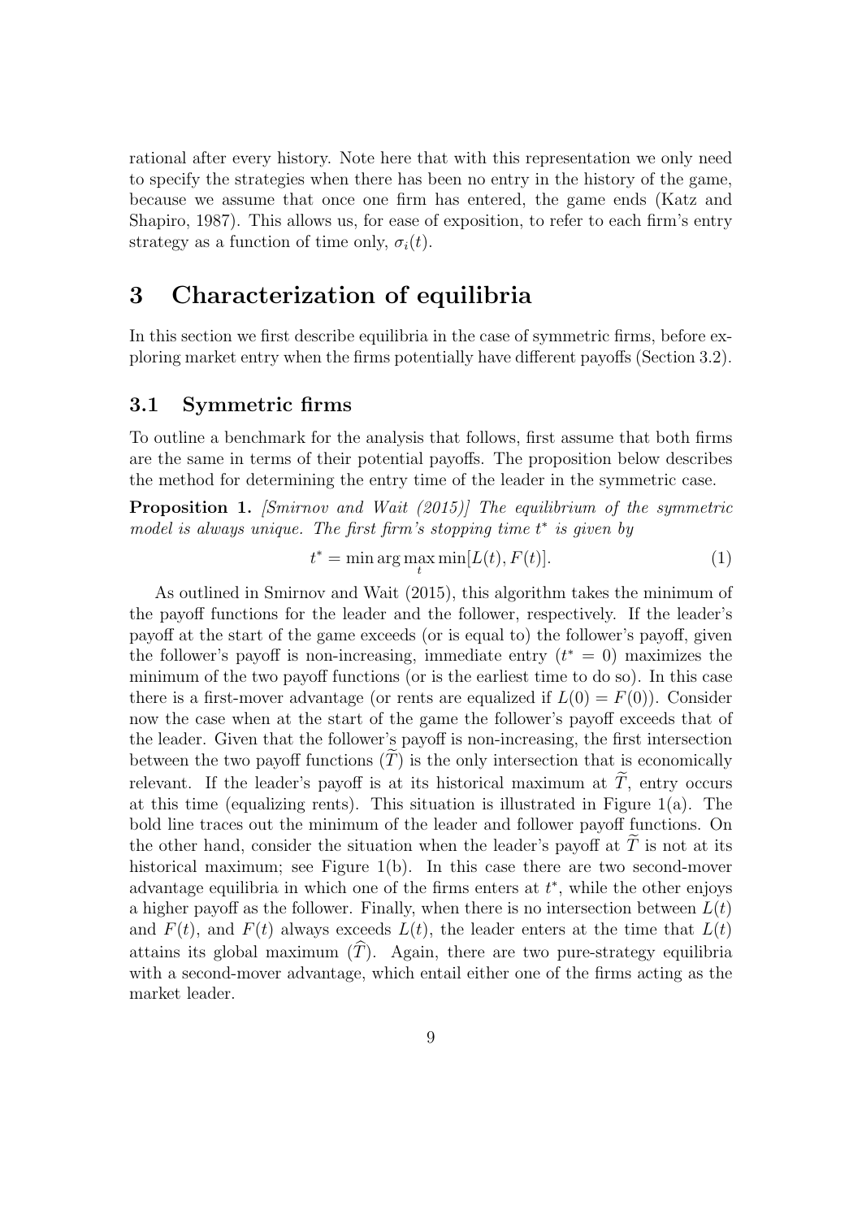rational after every history. Note here that with this representation we only need to specify the strategies when there has been no entry in the history of the game, because we assume that once one firm has entered, the game ends (Katz and Shapiro, 1987). This allows us, for ease of exposition, to refer to each firm's entry strategy as a function of time only, $\sigma_i(t)$.

# 3 Characterization of equilibria

In this section we first describe equilibria in the case of symmetric firms, before exploring market entry when the firms potentially have different payoffs (Section 3.2).

## 3.1 Symmetric firms

To outline a benchmark for the analysis that follows, first assume that both firms are the same in terms of their potential payoffs. The proposition below describes the method for determining the entry time of the leader in the symmetric case.

**Proposition 1.** *[Smirnov and Wait (2015)] The equilibrium of the symmetric model is always unique. The first firm's stopping time $t^*$ is given by*

$$t^* = \min \arg \max_t \min[L(t), F(t)]. \tag{1}$$

As outlined in Smirnov and Wait (2015), this algorithm takes the minimum of the payoff functions for the leader and the follower, respectively. If the leader's payoff at the start of the game exceeds (or is equal to) the follower's payoff, given the follower's payoff is non-increasing, immediate entry ($t^* = 0$) maximizes the minimum of the two payoff functions (or is the earliest time to do so). In this case there is a first-mover advantage (or rents are equalized if $L(0) = F(0)$). Consider now the case when at the start of the game the follower's payoff exceeds that of the leader. Given that the follower's payoff is non-increasing, the first intersection between the two payoff functions ($\widetilde{T}$) is the only intersection that is economically relevant. If the leader's payoff is at its historical maximum at $\widetilde{T}$, entry occurs at this time (equalizing rents). This situation is illustrated in Figure 1(a). The bold line traces out the minimum of the leader and follower payoff functions. On the other hand, consider the situation when the leader's payoff at $\widetilde{T}$ is not at its historical maximum; see Figure 1(b). In this case there are two second-mover advantage equilibria in which one of the firms enters at $t^*$, while the other enjoys a higher payoff as the follower. Finally, when there is no intersection between $L(t)$ and $F(t)$, and $F(t)$ always exceeds $L(t)$, the leader enters at the time that $L(t)$ attains its global maximum ($\widehat{T}$). Again, there are two pure-strategy equilibria with a second-mover advantage, which entail either one of the firms acting as the market leader.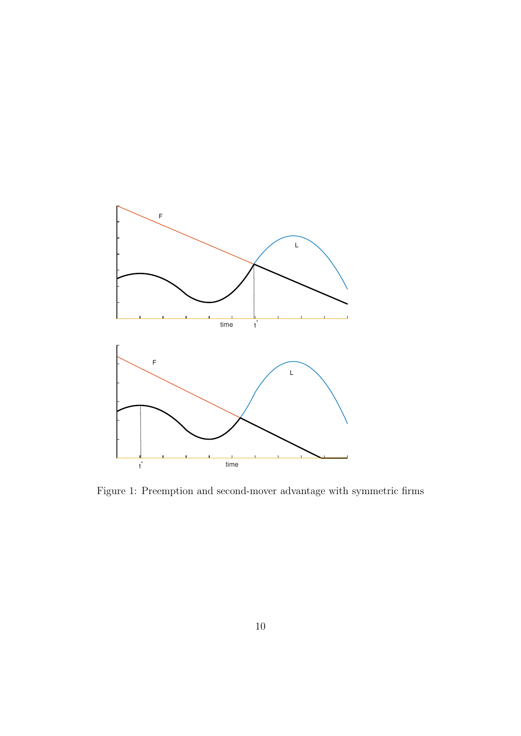Figure 1: Preemption and second-mover advantage with symmetric firms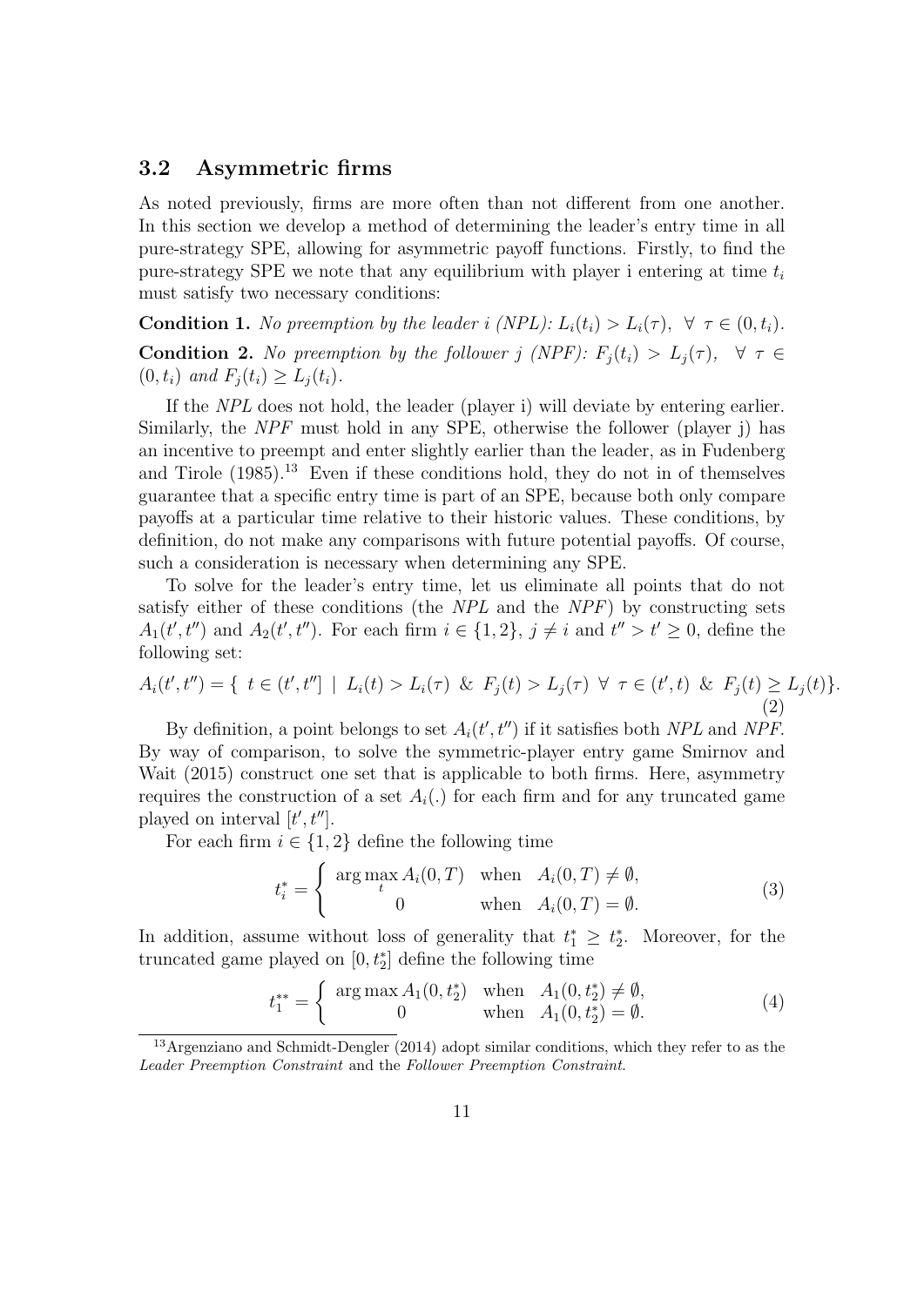## 3.2 Asymmetric firms

As noted previously, firms are more often than not different from one another. In this section we develop a method of determining the leader's entry time in all pure-strategy SPE, allowing for asymmetric payoff functions. Firstly, to find the pure-strategy SPE we note that any equilibrium with player i entering at time $t_i$ must satisfy two necessary conditions:

**Condition 1.** *No preemption by the leader i (NPL): $L_i(t_i) > L_i(\tau), \ \forall \ \tau \in (0, t_i)$.*

**Condition 2.** *No preemption by the follower j (NPF): $F_j(t_i) > L_j(\tau), \ \forall \ \tau \in (0, t_i)$ and $F_j(t_i) \geq L_j(t_i)$.*

If the *NPL* does not hold, the leader (player i) will deviate by entering earlier. Similarly, the *NPF* must hold in any SPE, otherwise the follower (player j) has an incentive to preempt and enter slightly earlier than the leader, as in Fudenberg and Tirole (1985).[13] Even if these conditions hold, they do not in of themselves guarantee that a specific entry time is part of an SPE, because both only compare payoffs at a particular time relative to their historic values. These conditions, by definition, do not make any comparisons with future potential payoffs. Of course, such a consideration is necessary when determining any SPE.

To solve for the leader's entry time, let us eliminate all points that do not satisfy either of these conditions (the *NPL* and the *NPF*) by constructing sets $A_1(t', t'')$ and $A_2(t', t'')$. For each firm $i \in \{1, 2\}$, $j \neq i$ and $t'' > t' \geq 0$, define the following set:

$$A_i(t', t'') = \{ \ t \in (t', t''] \ | \ L_i(t) > L_i(\tau) \ \& \ F_j(t) > L_j(\tau) \ \forall \ \tau \in (t', t) \ \& \ F_j(t) \geq L_j(t)\}. \tag{2}$$

By definition, a point belongs to set $A_i(t', t'')$ if it satisfies both *NPL* and *NPF*. By way of comparison, to solve the symmetric-player entry game Smirnov and Wait (2015) construct one set that is applicable to both firms. Here, asymmetry requires the construction of a set $A_i(.)$ for each firm and for any truncated game played on interval $[t', t'']$.

For each firm $i \in \{1, 2\}$ define the following time

$$t_i^* = \begin{cases} \arg\max_t A_i(0, T) & \text{when} \quad A_i(0, T) \neq \emptyset, \\ 0 & \text{when} \quad A_i(0, T) = \emptyset. \end{cases} \tag{3}$$

In addition, assume without loss of generality that $t_1^* \geq t_2^*$. Moreover, for the truncated game played on $[0, t_2^*]$ define the following time

$$t_1^{**} = \begin{cases} \arg\max A_1(0, t_2^*) & \text{when} \quad A_1(0, t_2^*) \neq \emptyset, \\ 0 & \text{when} \quad A_1(0, t_2^*) = \emptyset. \end{cases} \tag{4}$$

[13] Argenziano and Schmidt-Dengler (2014) adopt similar conditions, which they refer to as the *Leader Preemption Constraint* and the *Follower Preemption Constraint*.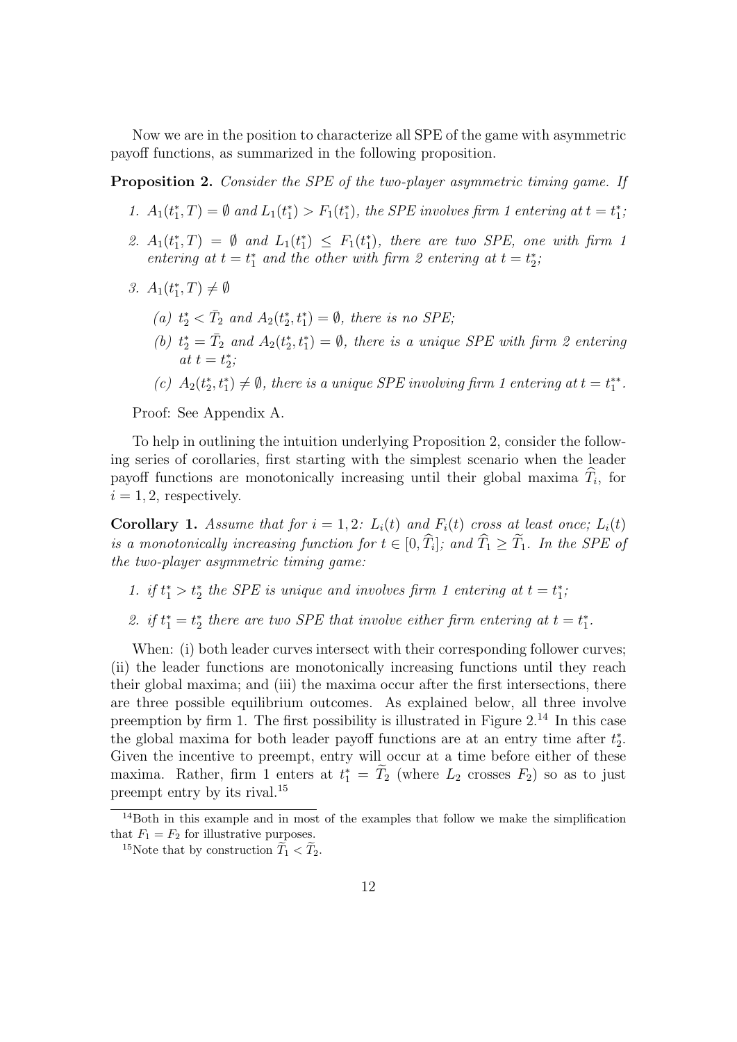Now we are in the position to characterize all SPE of the game with asymmetric payoff functions, as summarized in the following proposition.

**Proposition 2.** *Consider the SPE of the two-player asymmetric timing game. If*

1. $A_1(t_1^*, T) = \emptyset$ *and* $L_1(t_1^*) > F_1(t_1^*)$*, the SPE involves firm 1 entering at* $t = t_1^*$*;*
2. $A_1(t_1^*, T) = \emptyset$ *and* $L_1(t_1^*) \leq F_1(t_1^*)$*, there are two SPE, one with firm 1 entering at* $t = t_1^*$ *and the other with firm 2 entering at* $t = t_2^*$*;*
3. $A_1(t_1^*, T) \neq \emptyset$
   - (a) $t_2^* < \bar{T}_2$ *and* $A_2(t_2^*, t_1^*) = \emptyset$*, there is no SPE;*
   - (b) $t_2^* = \bar{T}_2$ *and* $A_2(t_2^*, t_1^*) = \emptyset$*, there is a unique SPE with firm 2 entering at* $t = t_2^*$*;*
   - (c) $A_2(t_2^*, t_1^*) \neq \emptyset$*, there is a unique SPE involving firm 1 entering at* $t = t_1^{**}$*.*

Proof: See Appendix A.

To help in outlining the intuition underlying Proposition 2, consider the following series of corollaries, first starting with the simplest scenario when the leader payoff functions are monotonically increasing until their global maxima $\widehat{T}_i$, for $i = 1, 2$, respectively.

**Corollary 1.** *Assume that for* $i = 1, 2$*:* $L_i(t)$ *and* $F_i(t)$ *cross at least once;* $L_i(t)$ *is a monotonically increasing function for* $t \in [0, \widehat{T}_i]$*; and* $\widehat{T}_1 \geq \widetilde{T}_1$*. In the SPE of the two-player asymmetric timing game:*

1. *if* $t_1^* > t_2^*$ *the SPE is unique and involves firm 1 entering at* $t = t_1^*$*;*
2. *if* $t_1^* = t_2^*$ *there are two SPE that involve either firm entering at* $t = t_1^*$*.*

When: (i) both leader curves intersect with their corresponding follower curves; (ii) the leader functions are monotonically increasing functions until they reach their global maxima; and (iii) the maxima occur after the first intersections, there are three possible equilibrium outcomes. As explained below, all three involve preemption by firm 1. The first possibility is illustrated in Figure 2.[14] In this case the global maxima for both leader payoff functions are at an entry time after $t_2^*$. Given the incentive to preempt, entry will occur at a time before either of these maxima. Rather, firm 1 enters at $t_1^* = \widetilde{T}_2$ (where $L_2$ crosses $F_2$) so as to just preempt entry by its rival.[15]

[14] Both in this example and in most of the examples that follow we make the simplification that $F_1 = F_2$ for illustrative purposes.

[15] Note that by construction $\widetilde{T}_1 < \widetilde{T}_2$.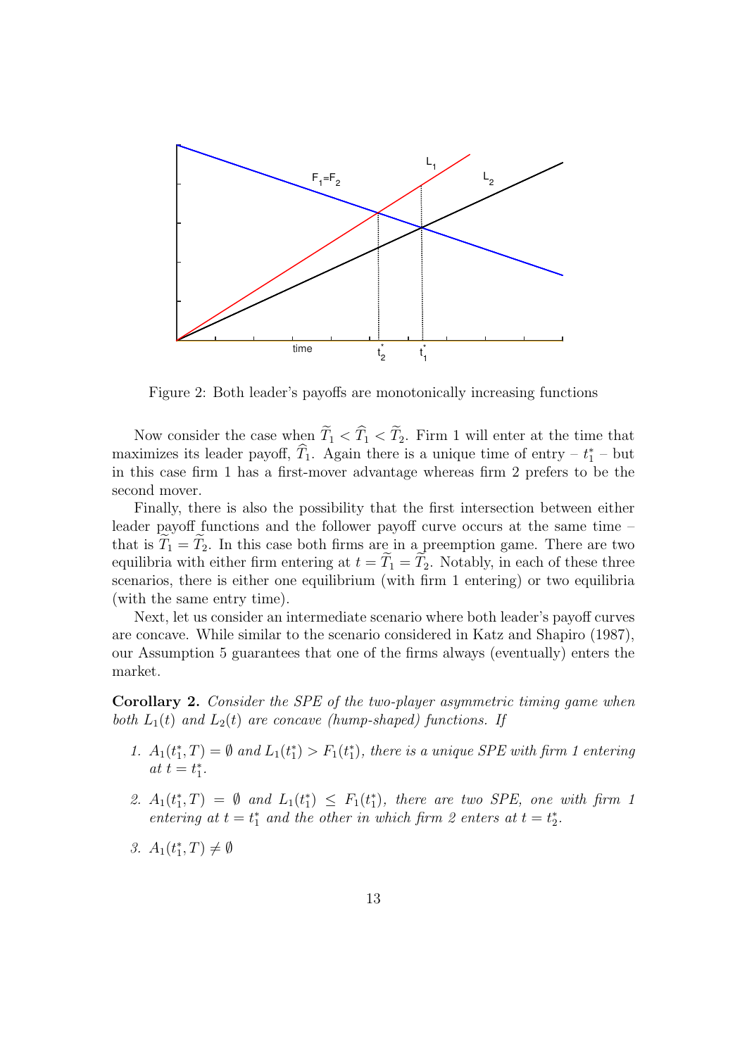Figure 2: Both leader's payoffs are monotonically increasing functions

Now consider the case when $\widetilde{T}_1 < \widehat{T}_1 < \widetilde{T}_2$. Firm 1 will enter at the time that maximizes its leader payoff, $\widehat{T}_1$. Again there is a unique time of entry – $t_1^*$ – but in this case firm 1 has a first-mover advantage whereas firm 2 prefers to be the second mover.

Finally, there is also the possibility that the first intersection between either leader payoff functions and the follower payoff curve occurs at the same time – that is $\widetilde{T}_1 = \widetilde{T}_2$. In this case both firms are in a preemption game. There are two equilibria with either firm entering at $t = \widetilde{T}_1 = \widetilde{T}_2$. Notably, in each of these three scenarios, there is either one equilibrium (with firm 1 entering) or two equilibria (with the same entry time).

Next, let us consider an intermediate scenario where both leader's payoff curves are concave. While similar to the scenario considered in Katz and Shapiro (1987), our Assumption 5 guarantees that one of the firms always (eventually) enters the market.

**Corollary 2.** *Consider the SPE of the two-player asymmetric timing game when both $L_1(t)$ and $L_2(t)$ are concave (hump-shaped) functions. If*

1. *$A_1(t_1^*, T) = \emptyset$ and $L_1(t_1^*) > F_1(t_1^*)$, there is a unique SPE with firm 1 entering at $t = t_1^*$.*
2. *$A_1(t_1^*, T) = \emptyset$ and $L_1(t_1^*) \leq F_1(t_1^*)$, there are two SPE, one with firm 1 entering at $t = t_1^*$ and the other in which firm 2 enters at $t = t_2^*$.*
3. *$A_1(t_1^*, T) \neq \emptyset$*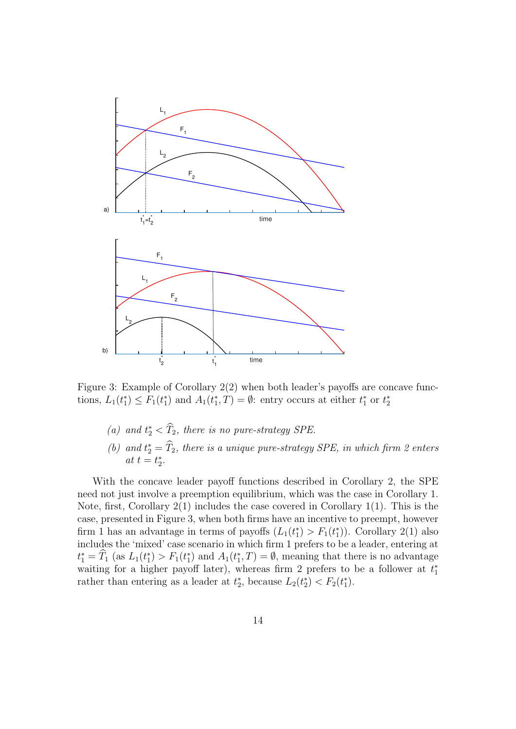Figure 3: Example of Corollary 2(2) when both leader's payoffs are concave functions, $L_1(t_1^*) \leq F_1(t_1^*)$ and $A_1(t_1^*, T) = \emptyset$: entry occurs at either $t_1^*$ or $t_2^*$

*(a) and $t_2^* < \widehat{T}_2$, there is no pure-strategy SPE.*

*(b) and $t_2^* = \widehat{T}_2$, there is a unique pure-strategy SPE, in which firm 2 enters at $t = t_2^*$.*

With the concave leader payoff functions described in Corollary 2, the SPE need not just involve a preemption equilibrium, which was the case in Corollary 1. Note, first, Corollary 2(1) includes the case covered in Corollary 1(1). This is the case, presented in Figure 3, when both firms have an incentive to preempt, however firm 1 has an advantage in terms of payoffs ($L_1(t_1^*) > F_1(t_1^*)$). Corollary 2(1) also includes the 'mixed' case scenario in which firm 1 prefers to be a leader, entering at $t_1^* = \widehat{T}_1$ (as $L_1(t_1^*) > F_1(t_1^*)$ and $A_1(t_1^*, T) = \emptyset$, meaning that there is no advantage waiting for a higher payoff later), whereas firm 2 prefers to be a follower at $t_1^*$ rather than entering as a leader at $t_2^*$, because $L_2(t_2^*) < F_2(t_1^*)$.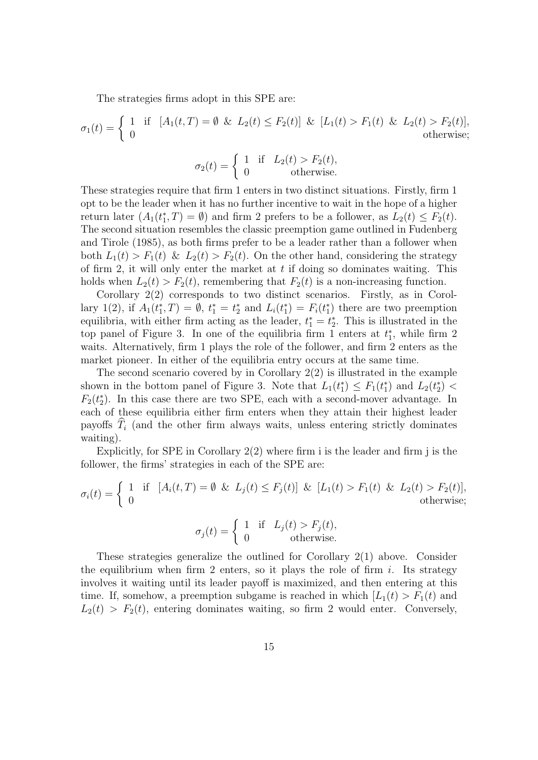The strategies firms adopt in this SPE are:

$$
\sigma_1(t) = \begin{cases} 1 & \text{if} \quad [A_1(t,T) = \emptyset \ \& \ L_2(t) \leq F_2(t)] \ \& \ [L_1(t) > F_1(t) \ \& \ L_2(t) > F_2(t)], \\ 0 & \text{otherwise;} \end{cases}
$$

$$
\sigma_2(t) = \begin{cases} 1 & \text{if} \quad L_2(t) > F_2(t), \\ 0 & \text{otherwise.} \end{cases}
$$

These strategies require that firm 1 enters in two distinct situations. Firstly, firm 1 opt to be the leader when it has no further incentive to wait in the hope of a higher return later ($A_1(t_1^*, T) = \emptyset$) and firm 2 prefers to be a follower, as $L_2(t) \leq F_2(t)$. The second situation resembles the classic preemption game outlined in Fudenberg and Tirole (1985), as both firms prefer to be a leader rather than a follower when both $L_1(t) > F_1(t)$ & $L_2(t) > F_2(t)$. On the other hand, considering the strategy of firm 2, it will only enter the market at $t$ if doing so dominates waiting. This holds when $L_2(t) > F_2(t)$, remembering that $F_2(t)$ is a non-increasing function.

Corollary 2(2) corresponds to two distinct scenarios. Firstly, as in Corollary 1(2), if $A_1(t_1^*, T) = \emptyset$, $t_1^* = t_2^*$ and $L_i(t_1^*) = F_i(t_1^*)$ there are two preemption equilibria, with either firm acting as the leader, $t_1^* = t_2^*$. This is illustrated in the top panel of Figure 3. In one of the equilibria firm 1 enters at $t_1^*$, while firm 2 waits. Alternatively, firm 1 plays the role of the follower, and firm 2 enters as the market pioneer. In either of the equilibria entry occurs at the same time.

The second scenario covered by in Corollary 2(2) is illustrated in the example shown in the bottom panel of Figure 3. Note that $L_1(t_1^*) \leq F_1(t_1^*)$ and $L_2(t_2^*) < F_2(t_2^*)$. In this case there are two SPE, each with a second-mover advantage. In each of these equilibria either firm enters when they attain their highest leader payoffs $\widehat{T}_i$ (and the other firm always waits, unless entering strictly dominates waiting).

Explicitly, for SPE in Corollary 2(2) where firm i is the leader and firm j is the follower, the firms' strategies in each of the SPE are:

$$
\sigma_i(t) = \begin{cases} 1 & \text{if} \quad [A_i(t,T) = \emptyset \ \& \ L_j(t) \leq F_j(t)] \ \& \ [L_1(t) > F_1(t) \ \& \ L_2(t) > F_2(t)], \\ 0 & \text{otherwise;} \end{cases}
$$

$$
\sigma_j(t) = \begin{cases} 1 & \text{if} \quad L_j(t) > F_j(t), \\ 0 & \text{otherwise.} \end{cases}
$$

These strategies generalize the outlined for Corollary 2(1) above. Consider the equilibrium when firm 2 enters, so it plays the role of firm $i$. Its strategy involves it waiting until its leader payoff is maximized, and then entering at this time. If, somehow, a preemption subgame is reached in which $[L_1(t) > F_1(t)$ and $L_2(t) > F_2(t)$, entering dominates waiting, so firm 2 would enter. Conversely,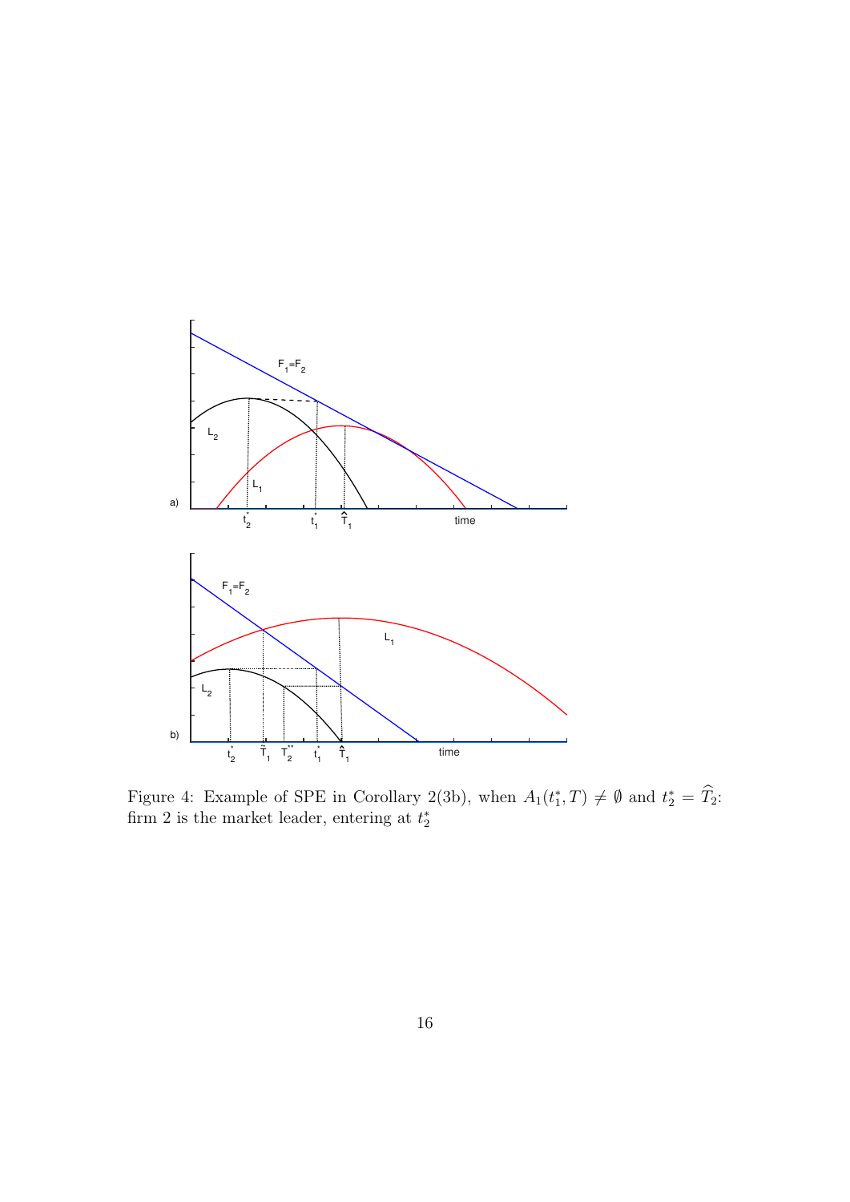Figure 4: Example of SPE in Corollary 2(3b), when $A_1(t_1^*, T) \neq \emptyset$ and $t_2^* = \widehat{T}_2$: firm 2 is the market leader, entering at $t_2^*$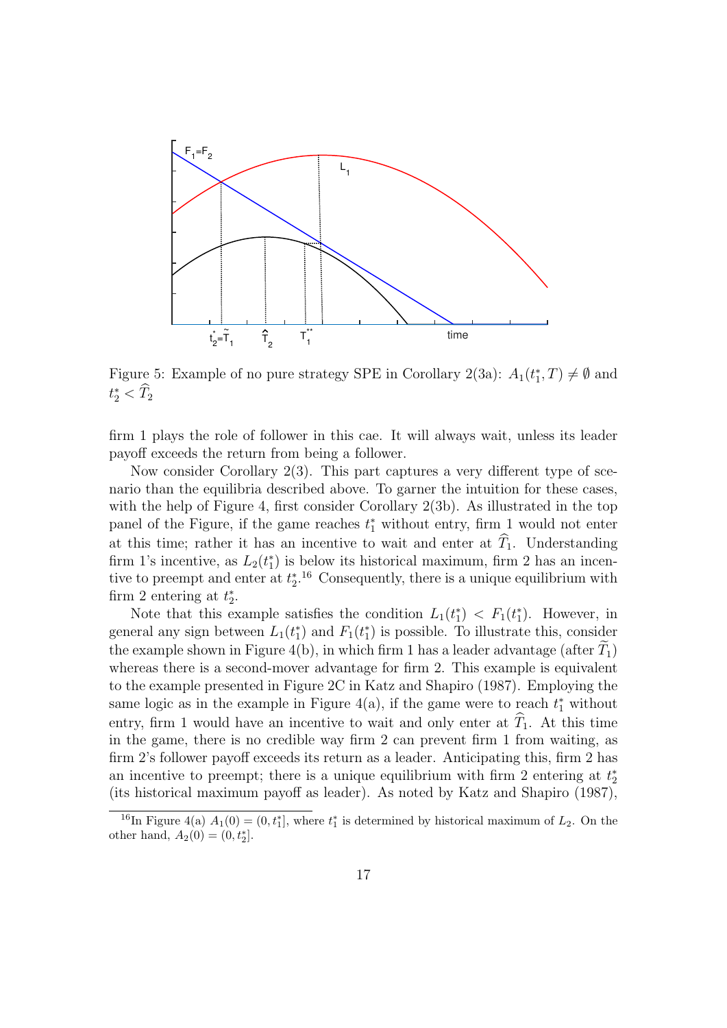Figure 5: Example of no pure strategy SPE in Corollary 2(3a): $A_1(t_1^*, T) \neq \emptyset$ and $t_2^* < \widehat{T}_2$

firm 1 plays the role of follower in this cae. It will always wait, unless its leader payoff exceeds the return from being a follower.

Now consider Corollary 2(3). This part captures a very different type of scenario than the equilibria described above. To garner the intuition for these cases, with the help of Figure 4, first consider Corollary 2(3b). As illustrated in the top panel of the Figure, if the game reaches $t_1^*$ without entry, firm 1 would not enter at this time; rather it has an incentive to wait and enter at $\widehat{T}_1$. Understanding firm 1's incentive, as $L_2(t_1^*)$ is below its historical maximum, firm 2 has an incentive to preempt and enter at $t_2^*$.[16] Consequently, there is a unique equilibrium with firm 2 entering at $t_2^*$.

Note that this example satisfies the condition $L_1(t_1^*) < F_1(t_1^*)$. However, in general any sign between $L_1(t_1^*)$ and $F_1(t_1^*)$ is possible. To illustrate this, consider the example shown in Figure 4(b), in which firm 1 has a leader advantage (after $\widetilde{T}_1$) whereas there is a second-mover advantage for firm 2. This example is equivalent to the example presented in Figure 2C in Katz and Shapiro (1987). Employing the same logic as in the example in Figure 4(a), if the game were to reach $t_1^*$ without entry, firm 1 would have an incentive to wait and only enter at $\widehat{T}_1$. At this time in the game, there is no credible way firm 2 can prevent firm 1 from waiting, as firm 2's follower payoff exceeds its return as a leader. Anticipating this, firm 2 has an incentive to preempt; there is a unique equilibrium with firm 2 entering at $t_2^*$ (its historical maximum payoff as leader). As noted by Katz and Shapiro (1987),

[16] In Figure 4(a) $A_1(0) = (0, t_1^*]$, where $t_1^*$ is determined by historical maximum of $L_2$. On the other hand, $A_2(0) = (0, t_2^*]$.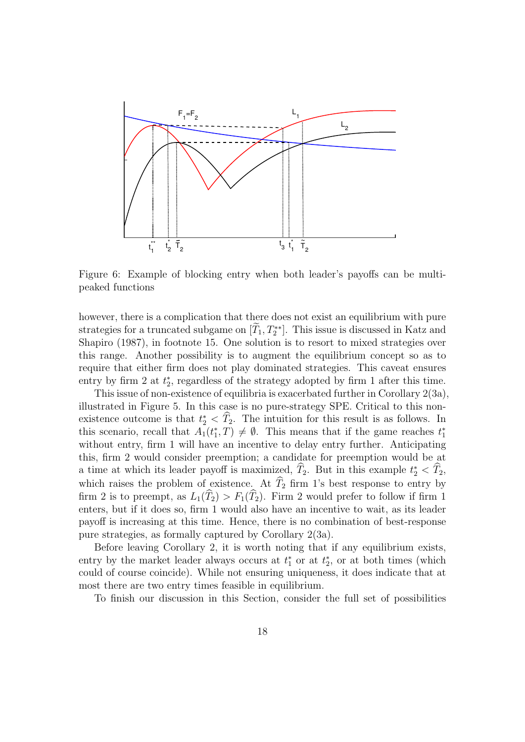Figure 6: Example of blocking entry when both leader's payoffs can be multi-peaked functions

however, there is a complication that there does not exist an equilibrium with pure strategies for a truncated subgame on $[\widetilde{T}_1, T_2^{**}]$. This issue is discussed in Katz and Shapiro (1987), in footnote 15. One solution is to resort to mixed strategies over this range. Another possibility is to augment the equilibrium concept so as to require that either firm does not play dominated strategies. This caveat ensures entry by firm 2 at $t_2^*$, regardless of the strategy adopted by firm 1 after this time.

This issue of non-existence of equilibria is exacerbated further in Corollary 2(3a), illustrated in Figure 5. In this case is no pure-strategy SPE. Critical to this non-existence outcome is that $t_2^* < \widehat{T}_2$. The intuition for this result is as follows. In this scenario, recall that $A_1(t_1^*, T) \neq \emptyset$. This means that if the game reaches $t_1^*$ without entry, firm 1 will have an incentive to delay entry further. Anticipating this, firm 2 would consider preemption; a candidate for preemption would be at a time at which its leader payoff is maximized, $\widehat{T}_2$. But in this example $t_2^* < \widehat{T}_2$, which raises the problem of existence. At $\widehat{T}_2$ firm 1's best response to entry by firm 2 is to preempt, as $L_1(\widehat{T}_2) > F_1(\widehat{T}_2)$. Firm 2 would prefer to follow if firm 1 enters, but if it does so, firm 1 would also have an incentive to wait, as its leader payoff is increasing at this time. Hence, there is no combination of best-response pure strategies, as formally captured by Corollary 2(3a).

Before leaving Corollary 2, it is worth noting that if any equilibrium exists, entry by the market leader always occurs at $t_1^*$ or at $t_2^*$, or at both times (which could of course coincide). While not ensuring uniqueness, it does indicate that at most there are two entry times feasible in equilibrium.

To finish our discussion in this Section, consider the full set of possibilities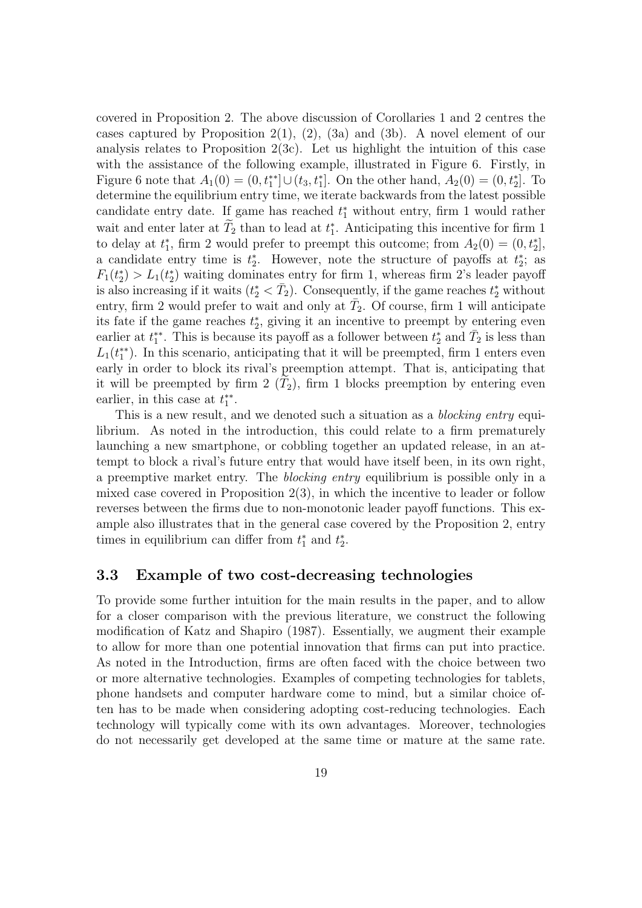covered in Proposition 2. The above discussion of Corollaries 1 and 2 centres the cases captured by Proposition 2(1), (2), (3a) and (3b). A novel element of our analysis relates to Proposition 2(3c). Let us highlight the intuition of this case with the assistance of the following example, illustrated in Figure 6. Firstly, in Figure 6 note that $A_1(0) = (0, t_1^{**}] \cup (t_3, t_1^*]$. On the other hand, $A_2(0) = (0, t_2^*]$. To determine the equilibrium entry time, we iterate backwards from the latest possible candidate entry date. If game has reached $t_1^*$ without entry, firm 1 would rather wait and enter later at $\widetilde{T}_2$ than to lead at $t_1^*$. Anticipating this incentive for firm 1 to delay at $t_1^*$, firm 2 would prefer to preempt this outcome; from $A_2(0) = (0, t_2^*]$, a candidate entry time is $t_2^*$. However, note the structure of payoffs at $t_2^*$; as $F_1(t_2^*) > L_1(t_2^*)$ waiting dominates entry for firm 1, whereas firm 2's leader payoff is also increasing if it waits ($t_2^* < \bar{T}_2$). Consequently, if the game reaches $t_2^*$ without entry, firm 2 would prefer to wait and only at $\bar{T}_2$. Of course, firm 1 will anticipate its fate if the game reaches $t_2^*$, giving it an incentive to preempt by entering even earlier at $t_1^{**}$. This is because its payoff as a follower between $t_2^*$ and $\bar{T}_2$ is less than $L_1(t_1^{**})$. In this scenario, anticipating that it will be preempted, firm 1 enters even early in order to block its rival's preemption attempt. That is, anticipating that it will be preempted by firm 2 ($\widetilde{T}_2$), firm 1 blocks preemption by entering even earlier, in this case at $t_1^{**}$.

This is a new result, and we denoted such a situation as a *blocking entry* equilibrium. As noted in the introduction, this could relate to a firm prematurely launching a new smartphone, or cobbling together an updated release, in an attempt to block a rival's future entry that would have itself been, in its own right, a preemptive market entry. The *blocking entry* equilibrium is possible only in a mixed case covered in Proposition 2(3), in which the incentive to leader or follow reverses between the firms due to non-monotonic leader payoff functions. This example also illustrates that in the general case covered by the Proposition 2, entry times in equilibrium can differ from $t_1^*$ and $t_2^*$.

### 3.3 Example of two cost-decreasing technologies

To provide some further intuition for the main results in the paper, and to allow for a closer comparison with the previous literature, we construct the following modification of Katz and Shapiro (1987). Essentially, we augment their example to allow for more than one potential innovation that firms can put into practice. As noted in the Introduction, firms are often faced with the choice between two or more alternative technologies. Examples of competing technologies for tablets, phone handsets and computer hardware come to mind, but a similar choice often has to be made when considering adopting cost-reducing technologies. Each technology will typically come with its own advantages. Moreover, technologies do not necessarily get developed at the same time or mature at the same rate.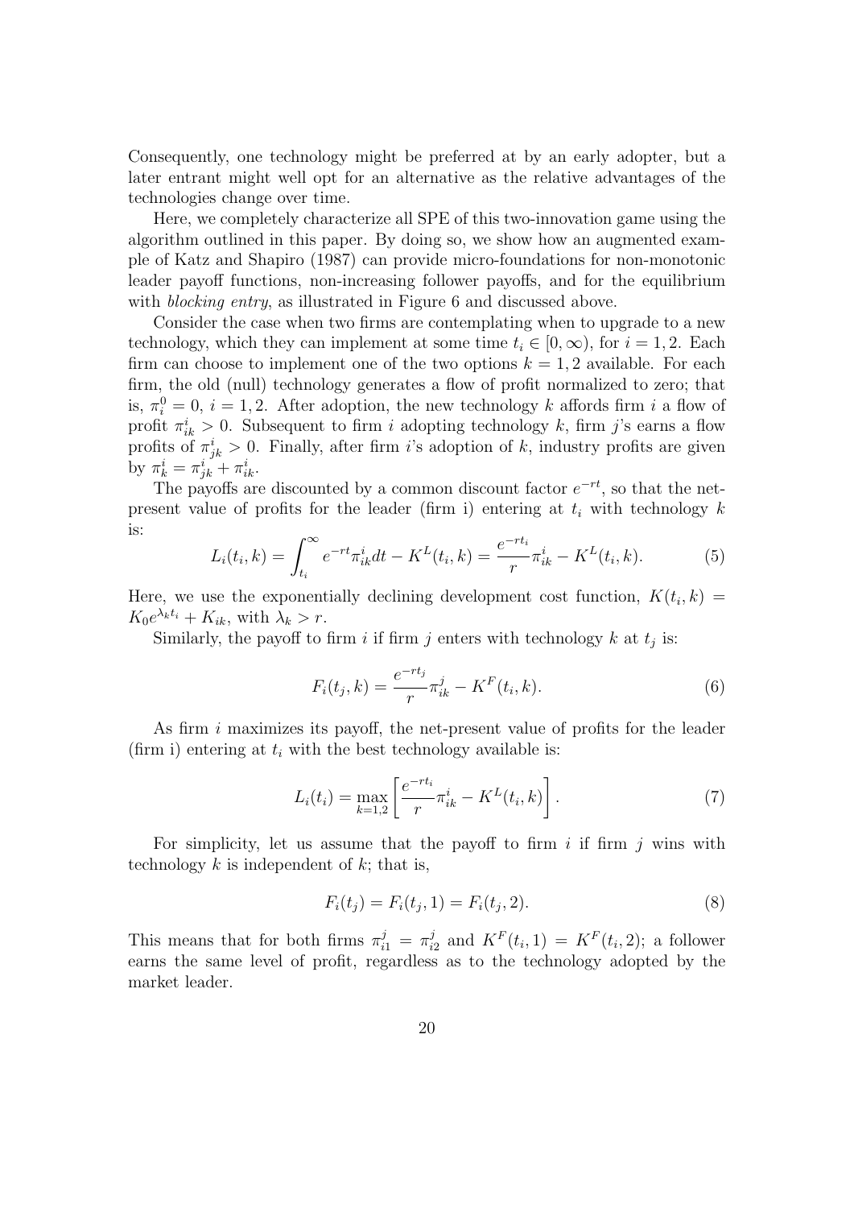Consequently, one technology might be preferred at by an early adopter, but a later entrant might well opt for an alternative as the relative advantages of the technologies change over time.

Here, we completely characterize all SPE of this two-innovation game using the algorithm outlined in this paper. By doing so, we show how an augmented example of Katz and Shapiro (1987) can provide micro-foundations for non-monotonic leader payoff functions, non-increasing follower payoffs, and for the equilibrium with *blocking entry*, as illustrated in Figure 6 and discussed above.

Consider the case when two firms are contemplating when to upgrade to a new technology, which they can implement at some time $t_i \in [0, \infty)$, for $i = 1, 2$. Each firm can choose to implement one of the two options $k = 1, 2$ available. For each firm, the old (null) technology generates a flow of profit normalized to zero; that is, $\pi_i^0 = 0$, $i = 1, 2$. After adoption, the new technology $k$ affords firm $i$ a flow of profit $\pi_{ik}^i > 0$. Subsequent to firm $i$ adopting technology $k$, firm $j$'s earns a flow profits of $\pi_{jk}^i > 0$. Finally, after firm $i$'s adoption of $k$, industry profits are given by $\pi_k^i = \pi_{jk}^i + \pi_{ik}^i$.

The payoffs are discounted by a common discount factor $e^{-rt}$, so that the net-present value of profits for the leader (firm i) entering at $t_i$ with technology $k$ is:

$$L_i(t_i, k) = \int_{t_i}^{\infty} e^{-rt} \pi_{ik}^i dt - K^L(t_i, k) = \frac{e^{-rt_i}}{r} \pi_{ik}^i - K^L(t_i, k). \tag{5}$$

Here, we use the exponentially declining development cost function, $K(t_i, k) = K_0 e^{\lambda_k t_i} + K_{ik}$, with $\lambda_k > r$.

Similarly, the payoff to firm $i$ if firm $j$ enters with technology $k$ at $t_j$ is:

$$F_i(t_j, k) = \frac{e^{-rt_j}}{r} \pi_{ik}^j - K^F(t_i, k). \tag{6}$$

As firm $i$ maximizes its payoff, the net-present value of profits for the leader (firm i) entering at $t_i$ with the best technology available is:

$$L_i(t_i) = \max_{k=1,2} \left[ \frac{e^{-rt_i}}{r} \pi_{ik}^i - K^L(t_i, k) \right]. \tag{7}$$

For simplicity, let us assume that the payoff to firm $i$ if firm $j$ wins with technology $k$ is independent of $k$; that is,

$$F_i(t_j) = F_i(t_j, 1) = F_i(t_j, 2). \tag{8}$$

This means that for both firms $\pi_{i1}^j = \pi_{i2}^j$ and $K^F(t_i, 1) = K^F(t_i, 2)$; a follower earns the same level of profit, regardless as to the technology adopted by the market leader.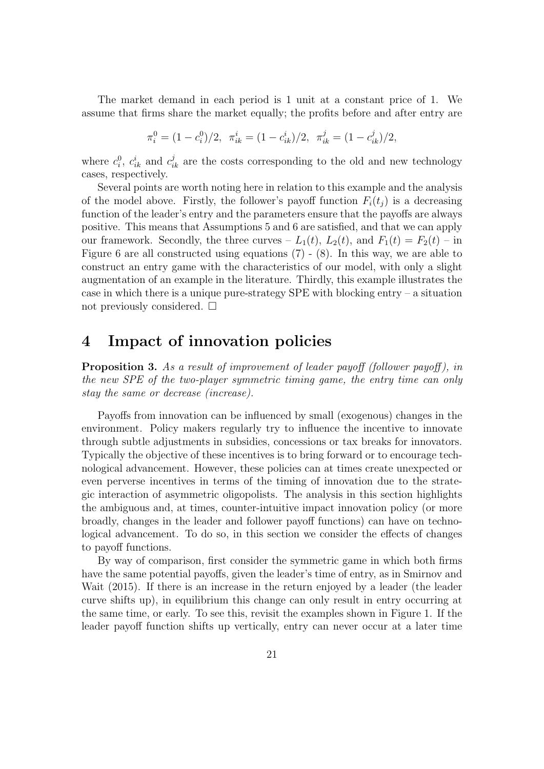The market demand in each period is 1 unit at a constant price of 1. We assume that firms share the market equally; the profits before and after entry are

$$\pi_i^0 = (1 - c_i^0)/2, \;\; \pi_{ik}^i = (1 - c_{ik}^i)/2, \;\; \pi_{ik}^j = (1 - c_{ik}^j)/2,$$

where $c_i^0$, $c_{ik}^i$ and $c_{ik}^j$ are the costs corresponding to the old and new technology cases, respectively.

Several points are worth noting here in relation to this example and the analysis of the model above. Firstly, the follower's payoff function $F_i(t_j)$ is a decreasing function of the leader's entry and the parameters ensure that the payoffs are always positive. This means that Assumptions 5 and 6 are satisfied, and that we can apply our framework. Secondly, the three curves – $L_1(t)$, $L_2(t)$, and $F_1(t) = F_2(t)$ – in Figure 6 are all constructed using equations (7) - (8). In this way, we are able to construct an entry game with the characteristics of our model, with only a slight augmentation of an example in the literature. Thirdly, this example illustrates the case in which there is a unique pure-strategy SPE with blocking entry – a situation not previously considered. □

# 4 Impact of innovation policies

**Proposition 3.** *As a result of improvement of leader payoff (follower payoff), in the new SPE of the two-player symmetric timing game, the entry time can only stay the same or decrease (increase).*

Payoffs from innovation can be influenced by small (exogenous) changes in the environment. Policy makers regularly try to influence the incentive to innovate through subtle adjustments in subsidies, concessions or tax breaks for innovators. Typically the objective of these incentives is to bring forward or to encourage technological advancement. However, these policies can at times create unexpected or even perverse incentives in terms of the timing of innovation due to the strategic interaction of asymmetric oligopolists. The analysis in this section highlights the ambiguous and, at times, counter-intuitive impact innovation policy (or more broadly, changes in the leader and follower payoff functions) can have on technological advancement. To do so, in this section we consider the effects of changes to payoff functions.

By way of comparison, first consider the symmetric game in which both firms have the same potential payoffs, given the leader's time of entry, as in Smirnov and Wait (2015). If there is an increase in the return enjoyed by a leader (the leader curve shifts up), in equilibrium this change can only result in entry occurring at the same time, or early. To see this, revisit the examples shown in Figure 1. If the leader payoff function shifts up vertically, entry can never occur at a later time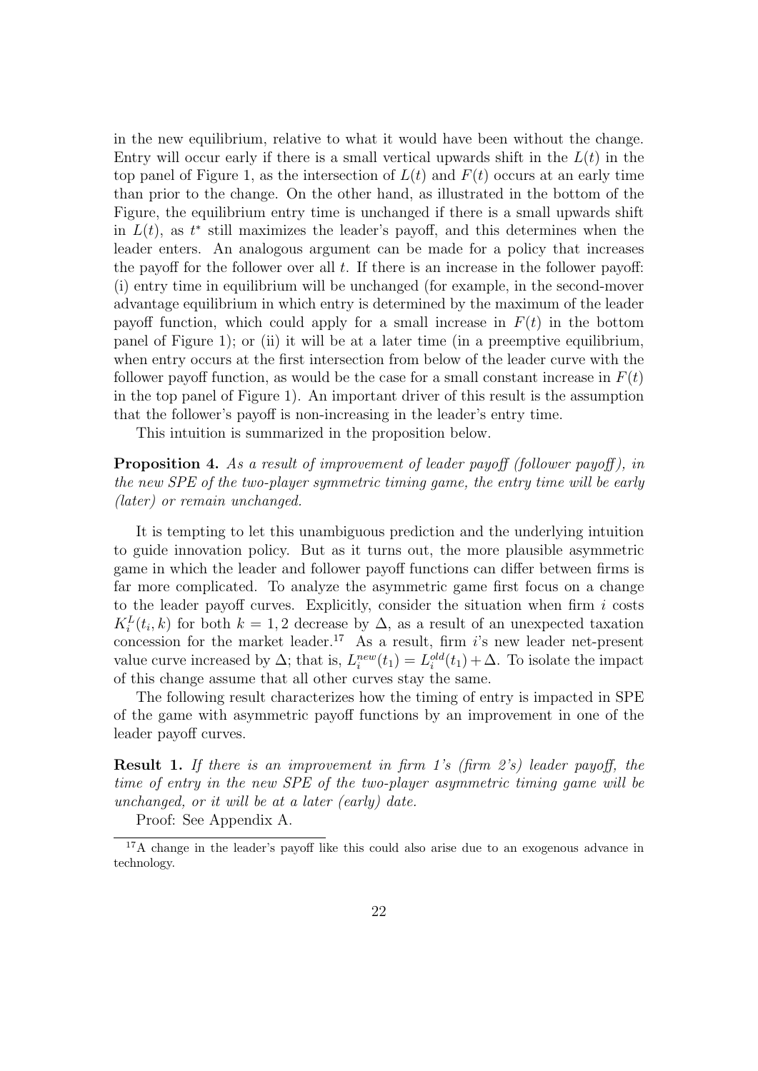in the new equilibrium, relative to what it would have been without the change. Entry will occur early if there is a small vertical upwards shift in the $L(t)$ in the top panel of Figure 1, as the intersection of $L(t)$ and $F(t)$ occurs at an early time than prior to the change. On the other hand, as illustrated in the bottom of the Figure, the equilibrium entry time is unchanged if there is a small upwards shift in $L(t)$, as $t^*$ still maximizes the leader's payoff, and this determines when the leader enters. An analogous argument can be made for a policy that increases the payoff for the follower over all $t$. If there is an increase in the follower payoff: (i) entry time in equilibrium will be unchanged (for example, in the second-mover advantage equilibrium in which entry is determined by the maximum of the leader payoff function, which could apply for a small increase in $F(t)$ in the bottom panel of Figure 1); or (ii) it will be at a later time (in a preemptive equilibrium, when entry occurs at the first intersection from below of the leader curve with the follower payoff function, as would be the case for a small constant increase in $F(t)$ in the top panel of Figure 1). An important driver of this result is the assumption that the follower's payoff is non-increasing in the leader's entry time.

This intuition is summarized in the proposition below.

**Proposition 4.** *As a result of improvement of leader payoff (follower payoff), in the new SPE of the two-player symmetric timing game, the entry time will be early (later) or remain unchanged.*

It is tempting to let this unambiguous prediction and the underlying intuition to guide innovation policy. But as it turns out, the more plausible asymmetric game in which the leader and follower payoff functions can differ between firms is far more complicated. To analyze the asymmetric game first focus on a change to the leader payoff curves. Explicitly, consider the situation when firm $i$ costs $K_i^L(t_i, k)$ for both $k = 1, 2$ decrease by $\Delta$, as a result of an unexpected taxation concession for the market leader.[17] As a result, firm $i$'s new leader net-present value curve increased by $\Delta$; that is, $L_i^{new}(t_1) = L_i^{old}(t_1) + \Delta$. To isolate the impact of this change assume that all other curves stay the same.

The following result characterizes how the timing of entry is impacted in SPE of the game with asymmetric payoff functions by an improvement in one of the leader payoff curves.

**Result 1.** *If there is an improvement in firm 1's (firm 2's) leader payoff, the time of entry in the new SPE of the two-player asymmetric timing game will be unchanged, or it will be at a later (early) date.*

Proof: See Appendix A.

[17] A change in the leader's payoff like this could also arise due to an exogenous advance in technology.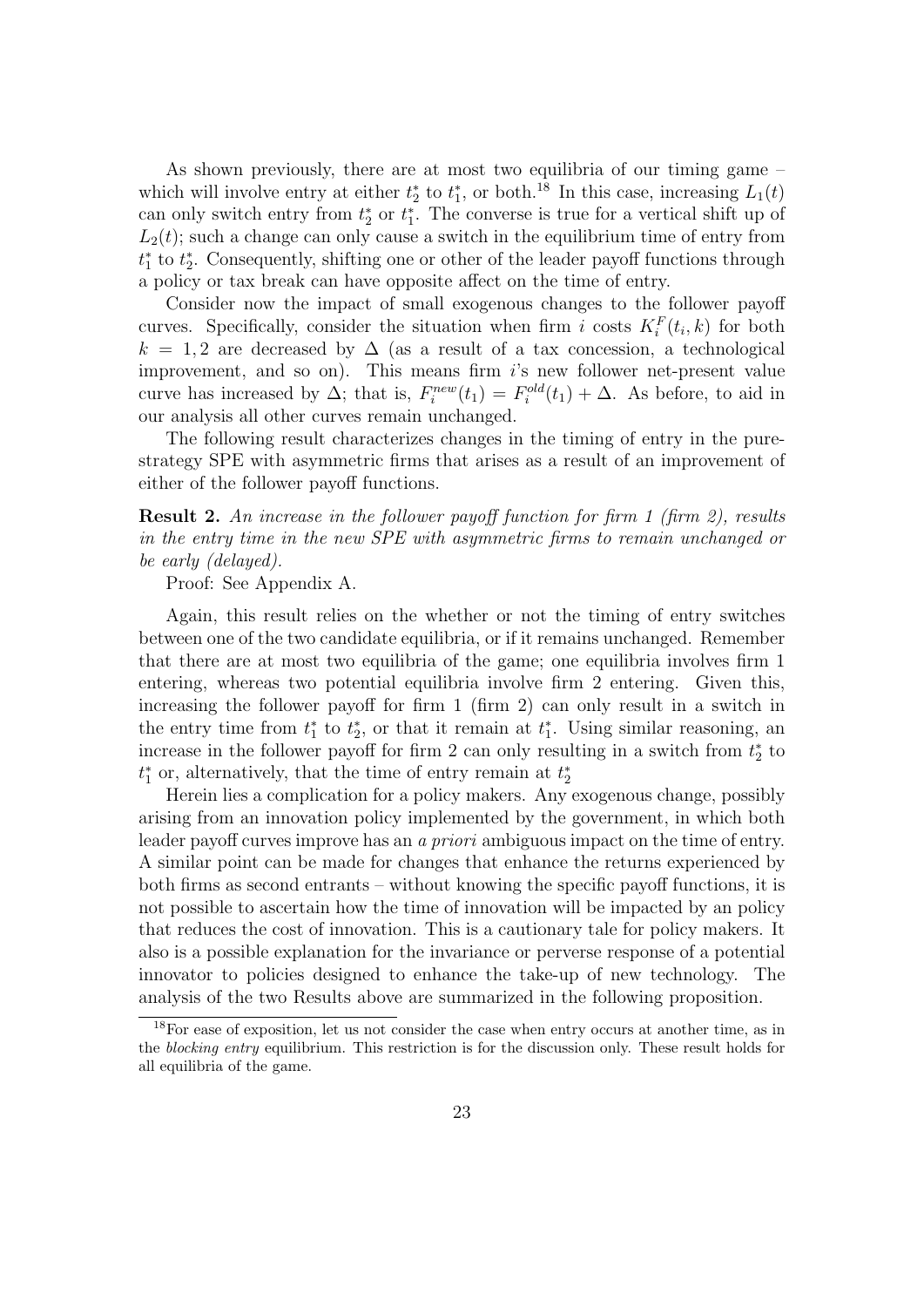As shown previously, there are at most two equilibria of our timing game – which will involve entry at either $t_2^*$ to $t_1^*$, or both.[18] In this case, increasing $L_1(t)$ can only switch entry from $t_2^*$ or $t_1^*$. The converse is true for a vertical shift up of $L_2(t)$; such a change can only cause a switch in the equilibrium time of entry from $t_1^*$ to $t_2^*$. Consequently, shifting one or other of the leader payoff functions through a policy or tax break can have opposite affect on the time of entry.

Consider now the impact of small exogenous changes to the follower payoff curves. Specifically, consider the situation when firm $i$ costs $K_i^F(t_i, k)$ for both $k = 1, 2$ are decreased by $\Delta$ (as a result of a tax concession, a technological improvement, and so on). This means firm $i$'s new follower net-present value curve has increased by $\Delta$; that is, $F_i^{new}(t_1) = F_i^{old}(t_1) + \Delta$. As before, to aid in our analysis all other curves remain unchanged.

The following result characterizes changes in the timing of entry in the pure-strategy SPE with asymmetric firms that arises as a result of an improvement of either of the follower payoff functions.

**Result 2.** *An increase in the follower payoff function for firm 1 (firm 2), results in the entry time in the new SPE with asymmetric firms to remain unchanged or be early (delayed).*

Proof: See Appendix A.

Again, this result relies on the whether or not the timing of entry switches between one of the two candidate equilibria, or if it remains unchanged. Remember that there are at most two equilibria of the game; one equilibria involves firm 1 entering, whereas two potential equilibria involve firm 2 entering. Given this, increasing the follower payoff for firm 1 (firm 2) can only result in a switch in the entry time from $t_1^*$ to $t_2^*$, or that it remain at $t_1^*$. Using similar reasoning, an increase in the follower payoff for firm 2 can only resulting in a switch from $t_2^*$ to $t_1^*$ or, alternatively, that the time of entry remain at $t_2^*$

Herein lies a complication for a policy makers. Any exogenous change, possibly arising from an innovation policy implemented by the government, in which both leader payoff curves improve has an *a priori* ambiguous impact on the time of entry. A similar point can be made for changes that enhance the returns experienced by both firms as second entrants – without knowing the specific payoff functions, it is not possible to ascertain how the time of innovation will be impacted by an policy that reduces the cost of innovation. This is a cautionary tale for policy makers. It also is a possible explanation for the invariance or perverse response of a potential innovator to policies designed to enhance the take-up of new technology. The analysis of the two Results above are summarized in the following proposition.

[18] For ease of exposition, let us not consider the case when entry occurs at another time, as in the *blocking entry* equilibrium. This restriction is for the discussion only. These result holds for all equilibria of the game.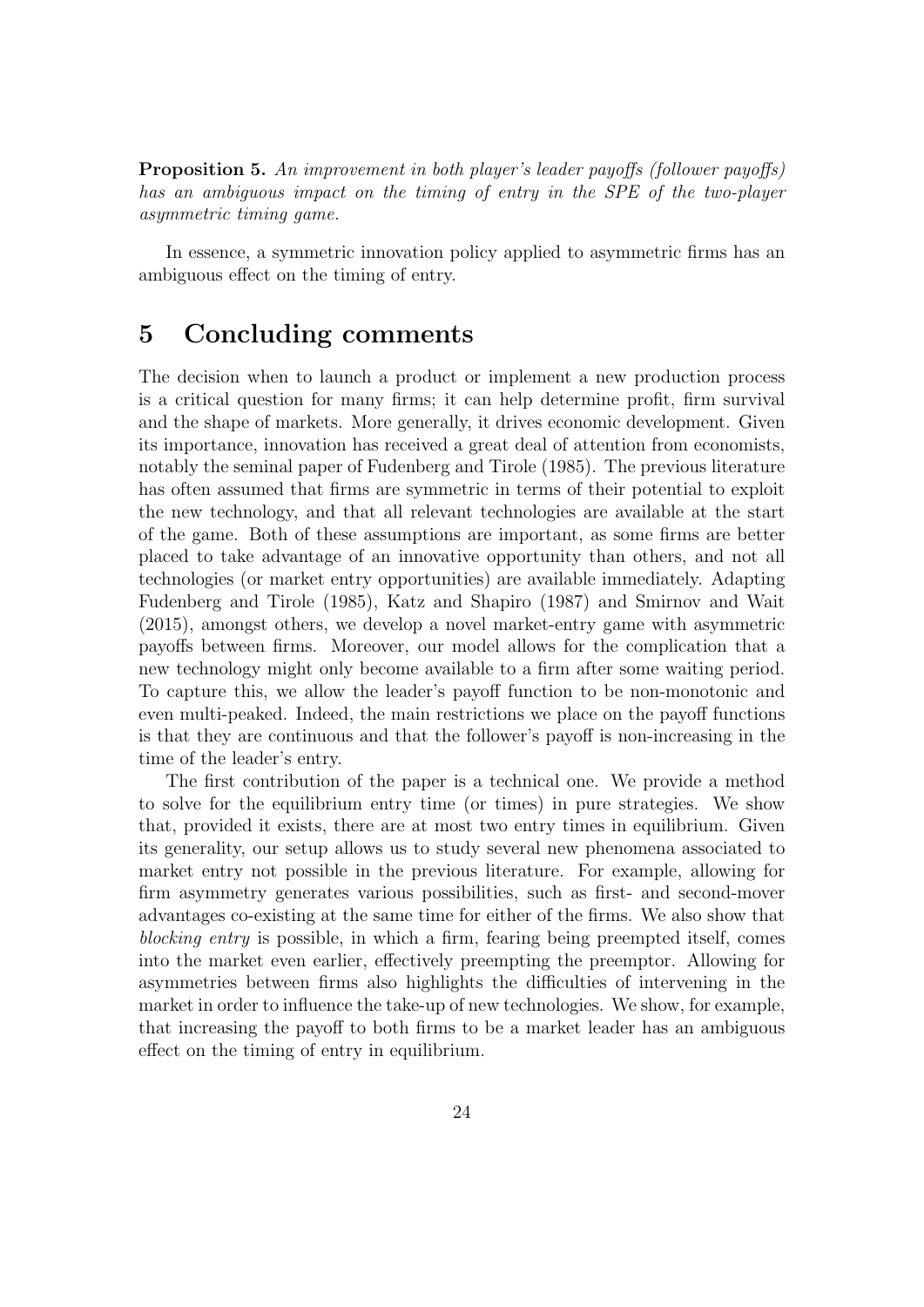**Proposition 5.** *An improvement in both player's leader payoffs (follower payoffs) has an ambiguous impact on the timing of entry in the SPE of the two-player asymmetric timing game.*

In essence, a symmetric innovation policy applied to asymmetric firms has an ambiguous effect on the timing of entry.

# 5 Concluding comments

The decision when to launch a product or implement a new production process is a critical question for many firms; it can help determine profit, firm survival and the shape of markets. More generally, it drives economic development. Given its importance, innovation has received a great deal of attention from economists, notably the seminal paper of Fudenberg and Tirole (1985). The previous literature has often assumed that firms are symmetric in terms of their potential to exploit the new technology, and that all relevant technologies are available at the start of the game. Both of these assumptions are important, as some firms are better placed to take advantage of an innovative opportunity than others, and not all technologies (or market entry opportunities) are available immediately. Adapting Fudenberg and Tirole (1985), Katz and Shapiro (1987) and Smirnov and Wait (2015), amongst others, we develop a novel market-entry game with asymmetric payoffs between firms. Moreover, our model allows for the complication that a new technology might only become available to a firm after some waiting period. To capture this, we allow the leader's payoff function to be non-monotonic and even multi-peaked. Indeed, the main restrictions we place on the payoff functions is that they are continuous and that the follower's payoff is non-increasing in the time of the leader's entry.

The first contribution of the paper is a technical one. We provide a method to solve for the equilibrium entry time (or times) in pure strategies. We show that, provided it exists, there are at most two entry times in equilibrium. Given its generality, our setup allows us to study several new phenomena associated to market entry not possible in the previous literature. For example, allowing for firm asymmetry generates various possibilities, such as first- and second-mover advantages co-existing at the same time for either of the firms. We also show that *blocking entry* is possible, in which a firm, fearing being preempted itself, comes into the market even earlier, effectively preempting the preemptor. Allowing for asymmetries between firms also highlights the difficulties of intervening in the market in order to influence the take-up of new technologies. We show, for example, that increasing the payoff to both firms to be a market leader has an ambiguous effect on the timing of entry in equilibrium.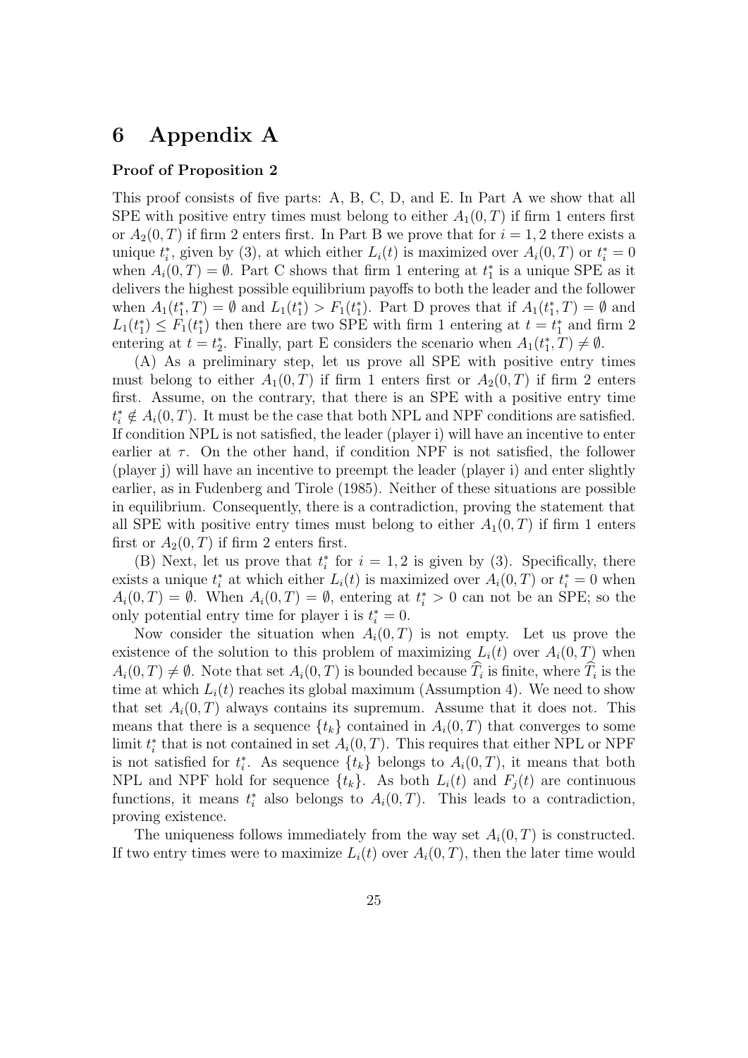# 6 Appendix A

**Proof of Proposition 2**

This proof consists of five parts: A, B, C, D, and E. In Part A we show that all SPE with positive entry times must belong to either $A_1(0,T)$ if firm 1 enters first or $A_2(0,T)$ if firm 2 enters first. In Part B we prove that for $i=1,2$ there exists a unique $t_i^*$, given by (3), at which either $L_i(t)$ is maximized over $A_i(0,T)$ or $t_i^*=0$ when $A_i(0,T)=\emptyset$. Part C shows that firm 1 entering at $t_1^*$ is a unique SPE as it delivers the highest possible equilibrium payoffs to both the leader and the follower when $A_1(t_1^*,T)=\emptyset$ and $L_1(t_1^*)>F_1(t_1^*)$. Part D proves that if $A_1(t_1^*,T)=\emptyset$ and $L_1(t_1^*)\leq F_1(t_1^*)$ then there are two SPE with firm 1 entering at $t=t_1^*$ and firm 2 entering at $t=t_2^*$. Finally, part E considers the scenario when $A_1(t_1^*,T)\neq\emptyset$.

(A) As a preliminary step, let us prove all SPE with positive entry times must belong to either $A_1(0,T)$ if firm 1 enters first or $A_2(0,T)$ if firm 2 enters first. Assume, on the contrary, that there is an SPE with a positive entry time $t_i^*\notin A_i(0,T)$. It must be the case that both NPL and NPF conditions are satisfied. If condition NPL is not satisfied, the leader (player i) will have an incentive to enter earlier at $\tau$. On the other hand, if condition NPF is not satisfied, the follower (player j) will have an incentive to preempt the leader (player i) and enter slightly earlier, as in Fudenberg and Tirole (1985). Neither of these situations are possible in equilibrium. Consequently, there is a contradiction, proving the statement that all SPE with positive entry times must belong to either $A_1(0,T)$ if firm 1 enters first or $A_2(0,T)$ if firm 2 enters first.

(B) Next, let us prove that $t_i^*$ for $i=1,2$ is given by (3). Specifically, there exists a unique $t_i^*$ at which either $L_i(t)$ is maximized over $A_i(0,T)$ or $t_i^*=0$ when $A_i(0,T)=\emptyset$. When $A_i(0,T)=\emptyset$, entering at $t_i^*>0$ can not be an SPE; so the only potential entry time for player i is $t_i^*=0$.

Now consider the situation when $A_i(0,T)$ is not empty. Let us prove the existence of the solution to this problem of maximizing $L_i(t)$ over $A_i(0,T)$ when $A_i(0,T)\neq\emptyset$. Note that set $A_i(0,T)$ is bounded because $\widehat{T}_i$ is finite, where $\widehat{T}_i$ is the time at which $L_i(t)$ reaches its global maximum (Assumption 4). We need to show that set $A_i(0,T)$ always contains its supremum. Assume that it does not. This means that there is a sequence $\{t_k\}$ contained in $A_i(0,T)$ that converges to some limit $t_i^*$ that is not contained in set $A_i(0,T)$. This requires that either NPL or NPF is not satisfied for $t_i^*$. As sequence $\{t_k\}$ belongs to $A_i(0,T)$, it means that both NPL and NPF hold for sequence $\{t_k\}$. As both $L_i(t)$ and $F_j(t)$ are continuous functions, it means $t_i^*$ also belongs to $A_i(0,T)$. This leads to a contradiction, proving existence.

The uniqueness follows immediately from the way set $A_i(0,T)$ is constructed. If two entry times were to maximize $L_i(t)$ over $A_i(0,T)$, then the later time would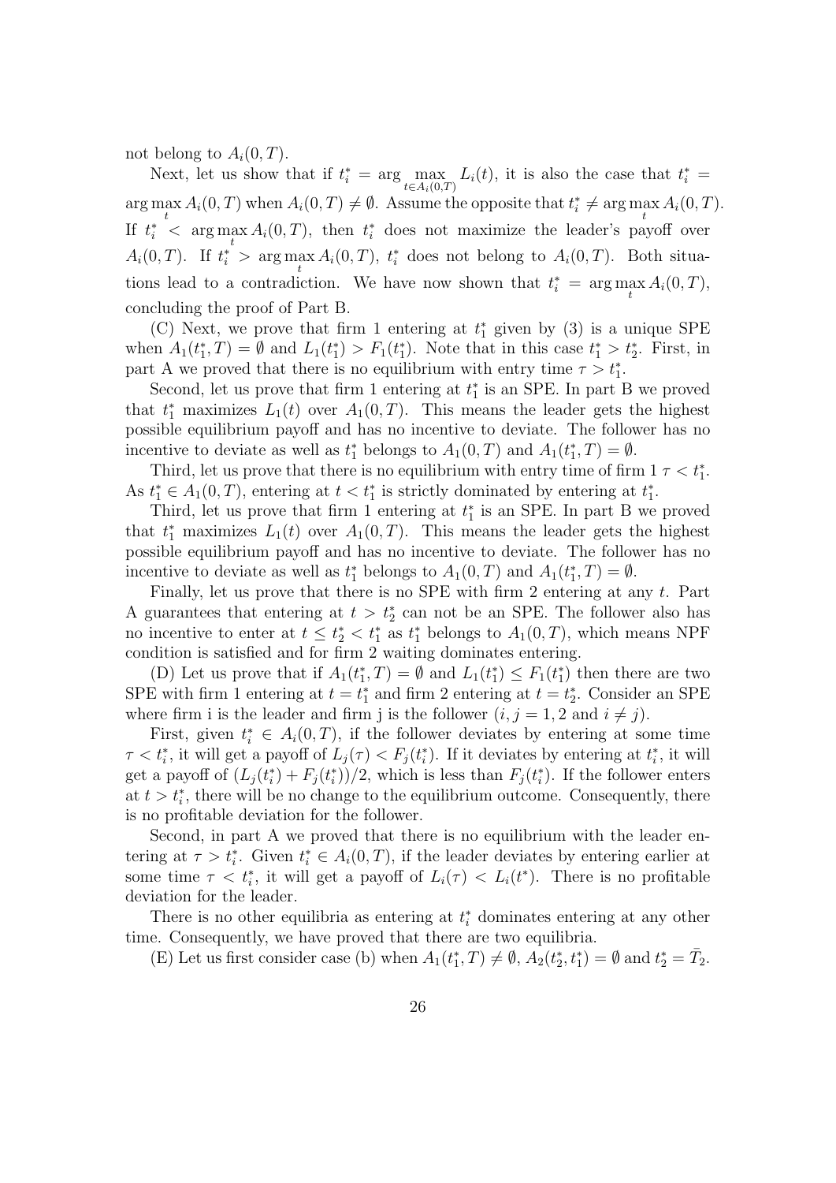not belong to $A_i(0,T)$.

Next, let us show that if $t_i^* = \arg\max_{t \in A_i(0,T)} L_i(t)$, it is also the case that $t_i^* = \arg\max_t A_i(0,T)$ when $A_i(0,T) \neq \emptyset$. Assume the opposite that $t_i^* \neq \arg\max_t A_i(0,T)$. If $t_i^* < \arg\max_t A_i(0,T)$, then $t_i^*$ does not maximize the leader's payoff over $A_i(0,T)$. If $t_i^* > \arg\max_t A_i(0,T)$, $t_i^*$ does not belong to $A_i(0,T)$. Both situations lead to a contradiction. We have now shown that $t_i^* = \arg\max_t A_i(0,T)$, concluding the proof of Part B.

(C) Next, we prove that firm 1 entering at $t_1^*$ given by (3) is a unique SPE when $A_1(t_1^*,T) = \emptyset$ and $L_1(t_1^*) > F_1(t_1^*)$. Note that in this case $t_1^* > t_2^*$. First, in part A we proved that there is no equilibrium with entry time $\tau > t_1^*$.

Second, let us prove that firm 1 entering at $t_1^*$ is an SPE. In part B we proved that $t_1^*$ maximizes $L_1(t)$ over $A_1(0,T)$. This means the leader gets the highest possible equilibrium payoff and has no incentive to deviate. The follower has no incentive to deviate as well as $t_1^*$ belongs to $A_1(0,T)$ and $A_1(t_1^*,T) = \emptyset$.

Third, let us prove that there is no equilibrium with entry time of firm 1 $\tau < t_1^*$. As $t_1^* \in A_1(0,T)$, entering at $t < t_1^*$ is strictly dominated by entering at $t_1^*$.

Third, let us prove that firm 1 entering at $t_1^*$ is an SPE. In part B we proved that $t_1^*$ maximizes $L_1(t)$ over $A_1(0,T)$. This means the leader gets the highest possible equilibrium payoff and has no incentive to deviate. The follower has no incentive to deviate as well as $t_1^*$ belongs to $A_1(0,T)$ and $A_1(t_1^*,T) = \emptyset$.

Finally, let us prove that there is no SPE with firm 2 entering at any $t$. Part A guarantees that entering at $t > t_2^*$ can not be an SPE. The follower also has no incentive to enter at $t \leq t_2^* < t_1^*$ as $t_1^*$ belongs to $A_1(0,T)$, which means NPF condition is satisfied and for firm 2 waiting dominates entering.

(D) Let us prove that if $A_1(t_1^*,T) = \emptyset$ and $L_1(t_1^*) \leq F_1(t_1^*)$ then there are two SPE with firm 1 entering at $t = t_1^*$ and firm 2 entering at $t = t_2^*$. Consider an SPE where firm i is the leader and firm j is the follower ($i, j = 1, 2$ and $i \neq j$).

First, given $t_i^* \in A_i(0,T)$, if the follower deviates by entering at some time $\tau < t_i^*$, it will get a payoff of $L_j(\tau) < F_j(t_i^*)$. If it deviates by entering at $t_i^*$, it will get a payoff of $(L_j(t_i^*) + F_j(t_i^*))/2$, which is less than $F_j(t_i^*)$. If the follower enters at $t > t_i^*$, there will be no change to the equilibrium outcome. Consequently, there is no profitable deviation for the follower.

Second, in part A we proved that there is no equilibrium with the leader entering at $\tau > t_i^*$. Given $t_i^* \in A_i(0,T)$, if the leader deviates by entering earlier at some time $\tau < t_i^*$, it will get a payoff of $L_i(\tau) < L_i(t^*)$. There is no profitable deviation for the leader.

There is no other equilibria as entering at $t_i^*$ dominates entering at any other time. Consequently, we have proved that there are two equilibria.

(E) Let us first consider case (b) when $A_1(t_1^*,T) \neq \emptyset$, $A_2(t_2^*,t_1^*) = \emptyset$ and $t_2^* = \bar{T}_2$.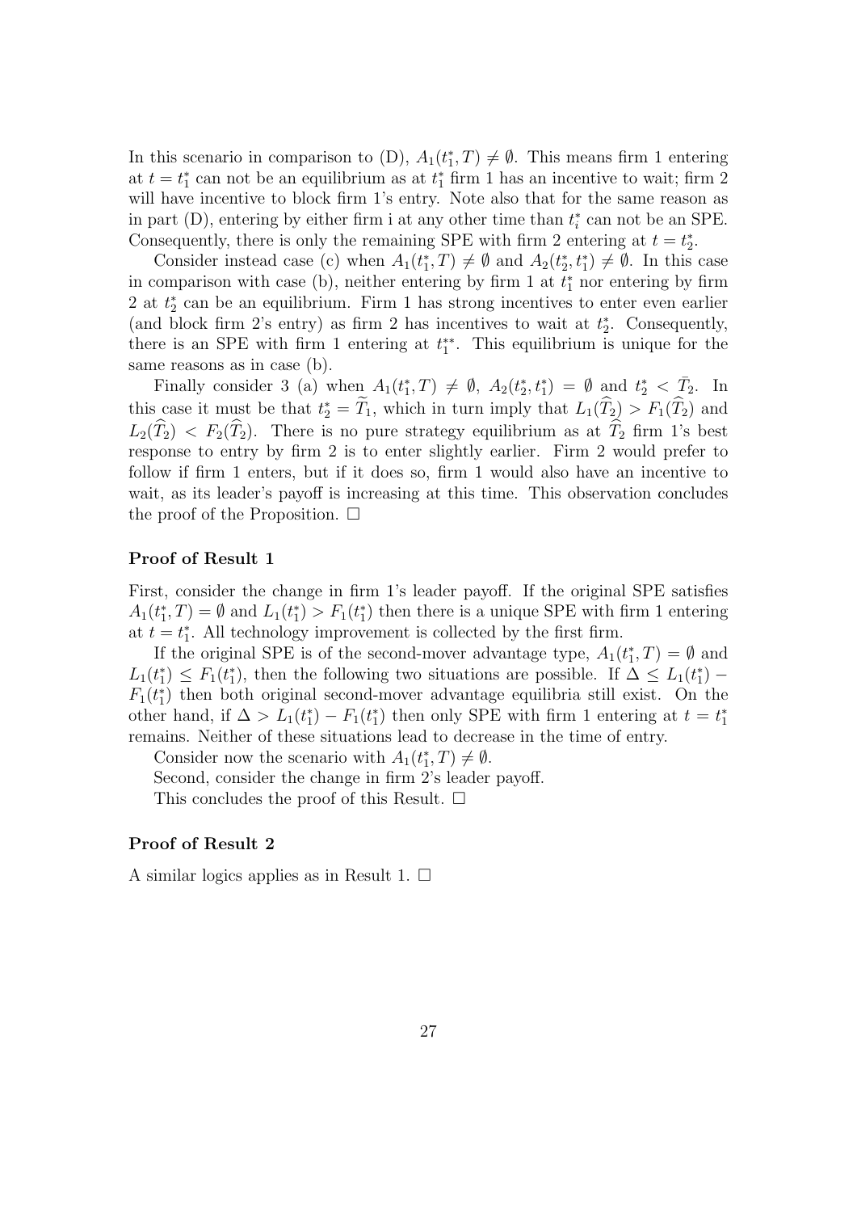In this scenario in comparison to (D), $A_1(t_1^*, T) \neq \emptyset$. This means firm 1 entering at $t = t_1^*$ can not be an equilibrium as at $t_1^*$ firm 1 has an incentive to wait; firm 2 will have incentive to block firm 1's entry. Note also that for the same reason as in part (D), entering by either firm i at any other time than $t_i^*$ can not be an SPE. Consequently, there is only the remaining SPE with firm 2 entering at $t = t_2^*$.

Consider instead case (c) when $A_1(t_1^*, T) \neq \emptyset$ and $A_2(t_2^*, t_1^*) \neq \emptyset$. In this case in comparison with case (b), neither entering by firm 1 at $t_1^*$ nor entering by firm 2 at $t_2^*$ can be an equilibrium. Firm 1 has strong incentives to enter even earlier (and block firm 2's entry) as firm 2 has incentives to wait at $t_2^*$. Consequently, there is an SPE with firm 1 entering at $t_1^{**}$. This equilibrium is unique for the same reasons as in case (b).

Finally consider 3 (a) when $A_1(t_1^*, T) \neq \emptyset$, $A_2(t_2^*, t_1^*) = \emptyset$ and $t_2^* < \bar{T}_2$. In this case it must be that $t_2^* = \widehat{T}_1$, which in turn imply that $L_1(\widehat{T}_2) > F_1(\widehat{T}_2)$ and $L_2(\widehat{T}_2) < F_2(\widehat{T}_2)$. There is no pure strategy equilibrium as at $\widehat{T}_2$ firm 1's best response to entry by firm 2 is to enter slightly earlier. Firm 2 would prefer to follow if firm 1 enters, but if it does so, firm 1 would also have an incentive to wait, as its leader's payoff is increasing at this time. This observation concludes the proof of the Proposition. □

**Proof of Result 1**

First, consider the change in firm 1's leader payoff. If the original SPE satisfies $A_1(t_1^*, T) = \emptyset$ and $L_1(t_1^*) > F_1(t_1^*)$ then there is a unique SPE with firm 1 entering at $t = t_1^*$. All technology improvement is collected by the first firm.

If the original SPE is of the second-mover advantage type, $A_1(t_1^*, T) = \emptyset$ and $L_1(t_1^*) \leq F_1(t_1^*)$, then the following two situations are possible. If $\Delta \leq L_1(t_1^*) - F_1(t_1^*)$ then both original second-mover advantage equilibria still exist. On the other hand, if $\Delta > L_1(t_1^*) - F_1(t_1^*)$ then only SPE with firm 1 entering at $t = t_1^*$ remains. Neither of these situations lead to decrease in the time of entry.

Consider now the scenario with $A_1(t_1^*, T) \neq \emptyset$.

Second, consider the change in firm 2's leader payoff.

This concludes the proof of this Result. □

**Proof of Result 2**

A similar logics applies as in Result 1. □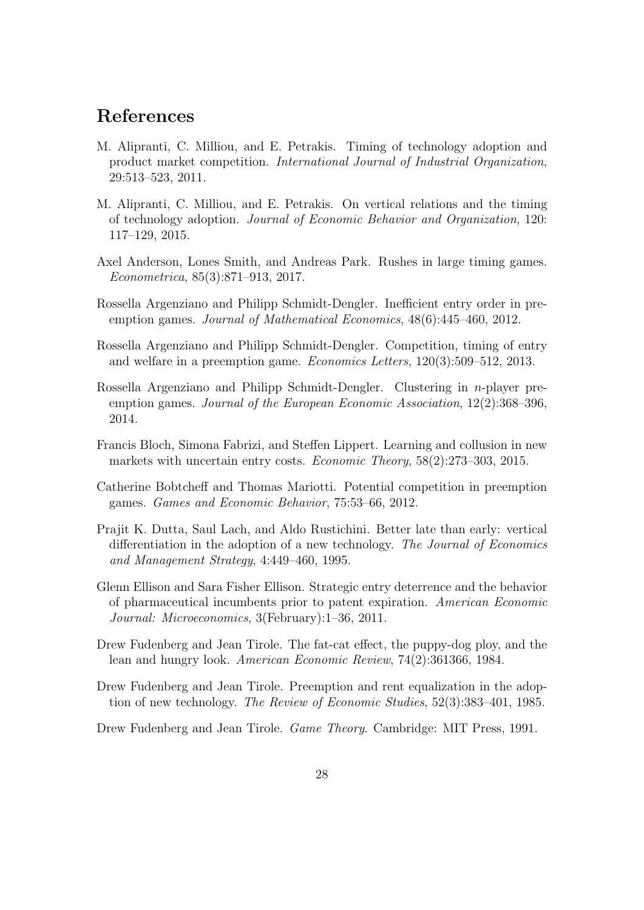# References

M. Alipranti, C. Milliou, and E. Petrakis. Timing of technology adoption and product market competition. *International Journal of Industrial Organization*, 29:513–523, 2011.

M. Alipranti, C. Milliou, and E. Petrakis. On vertical relations and the timing of technology adoption. *Journal of Economic Behavior and Organization*, 120: 117–129, 2015.

Axel Anderson, Lones Smith, and Andreas Park. Rushes in large timing games. *Econometrica*, 85(3):871–913, 2017.

Rossella Argenziano and Philipp Schmidt-Dengler. Inefficient entry order in preemption games. *Journal of Mathematical Economics*, 48(6):445–460, 2012.

Rossella Argenziano and Philipp Schmidt-Dengler. Competition, timing of entry and welfare in a preemption game. *Economics Letters*, 120(3):509–512, 2013.

Rossella Argenziano and Philipp Schmidt-Dengler. Clustering in $n$-player preemption games. *Journal of the European Economic Association*, 12(2):368–396, 2014.

Francis Bloch, Simona Fabrizi, and Steffen Lippert. Learning and collusion in new markets with uncertain entry costs. *Economic Theory*, 58(2):273–303, 2015.

Catherine Bobtcheff and Thomas Mariotti. Potential competition in preemption games. *Games and Economic Behavior*, 75:53–66, 2012.

Prajit K. Dutta, Saul Lach, and Aldo Rustichini. Better late than early: vertical differentiation in the adoption of a new technology. *The Journal of Economics and Management Strategy*, 4:449–460, 1995.

Glenn Ellison and Sara Fisher Ellison. Strategic entry deterrence and the behavior of pharmaceutical incumbents prior to patent expiration. *American Economic Journal: Microeconomics*, 3(February):1–36, 2011.

Drew Fudenberg and Jean Tirole. The fat-cat effect, the puppy-dog ploy, and the lean and hungry look. *American Economic Review*, 74(2):361366, 1984.

Drew Fudenberg and Jean Tirole. Preemption and rent equalization in the adoption of new technology. *The Review of Economic Studies*, 52(3):383–401, 1985.

Drew Fudenberg and Jean Tirole. *Game Theory*. Cambridge: MIT Press, 1991.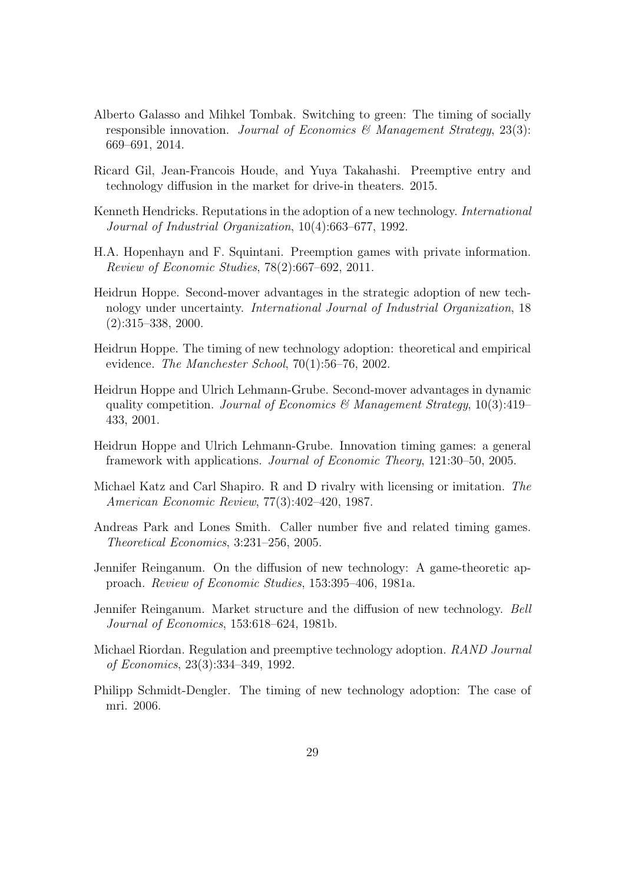Alberto Galasso and Mihkel Tombak. Switching to green: The timing of socially responsible innovation. *Journal of Economics & Management Strategy*, 23(3): 669–691, 2014.

Ricard Gil, Jean-Francois Houde, and Yuya Takahashi. Preemptive entry and technology diffusion in the market for drive-in theaters. 2015.

Kenneth Hendricks. Reputations in the adoption of a new technology. *International Journal of Industrial Organization*, 10(4):663–677, 1992.

H.A. Hopenhayn and F. Squintani. Preemption games with private information. *Review of Economic Studies*, 78(2):667–692, 2011.

Heidrun Hoppe. Second-mover advantages in the strategic adoption of new technology under uncertainty. *International Journal of Industrial Organization*, 18 (2):315–338, 2000.

Heidrun Hoppe. The timing of new technology adoption: theoretical and empirical evidence. *The Manchester School*, 70(1):56–76, 2002.

Heidrun Hoppe and Ulrich Lehmann-Grube. Second-mover advantages in dynamic quality competition. *Journal of Economics & Management Strategy*, 10(3):419–433, 2001.

Heidrun Hoppe and Ulrich Lehmann-Grube. Innovation timing games: a general framework with applications. *Journal of Economic Theory*, 121:30–50, 2005.

Michael Katz and Carl Shapiro. R and D rivalry with licensing or imitation. *The American Economic Review*, 77(3):402–420, 1987.

Andreas Park and Lones Smith. Caller number five and related timing games. *Theoretical Economics*, 3:231–256, 2005.

Jennifer Reinganum. On the diffusion of new technology: A game-theoretic approach. *Review of Economic Studies*, 153:395–406, 1981a.

Jennifer Reinganum. Market structure and the diffusion of new technology. *Bell Journal of Economics*, 153:618–624, 1981b.

Michael Riordan. Regulation and preemptive technology adoption. *RAND Journal of Economics*, 23(3):334–349, 1992.

Philipp Schmidt-Dengler. The timing of new technology adoption: The case of mri. 2006.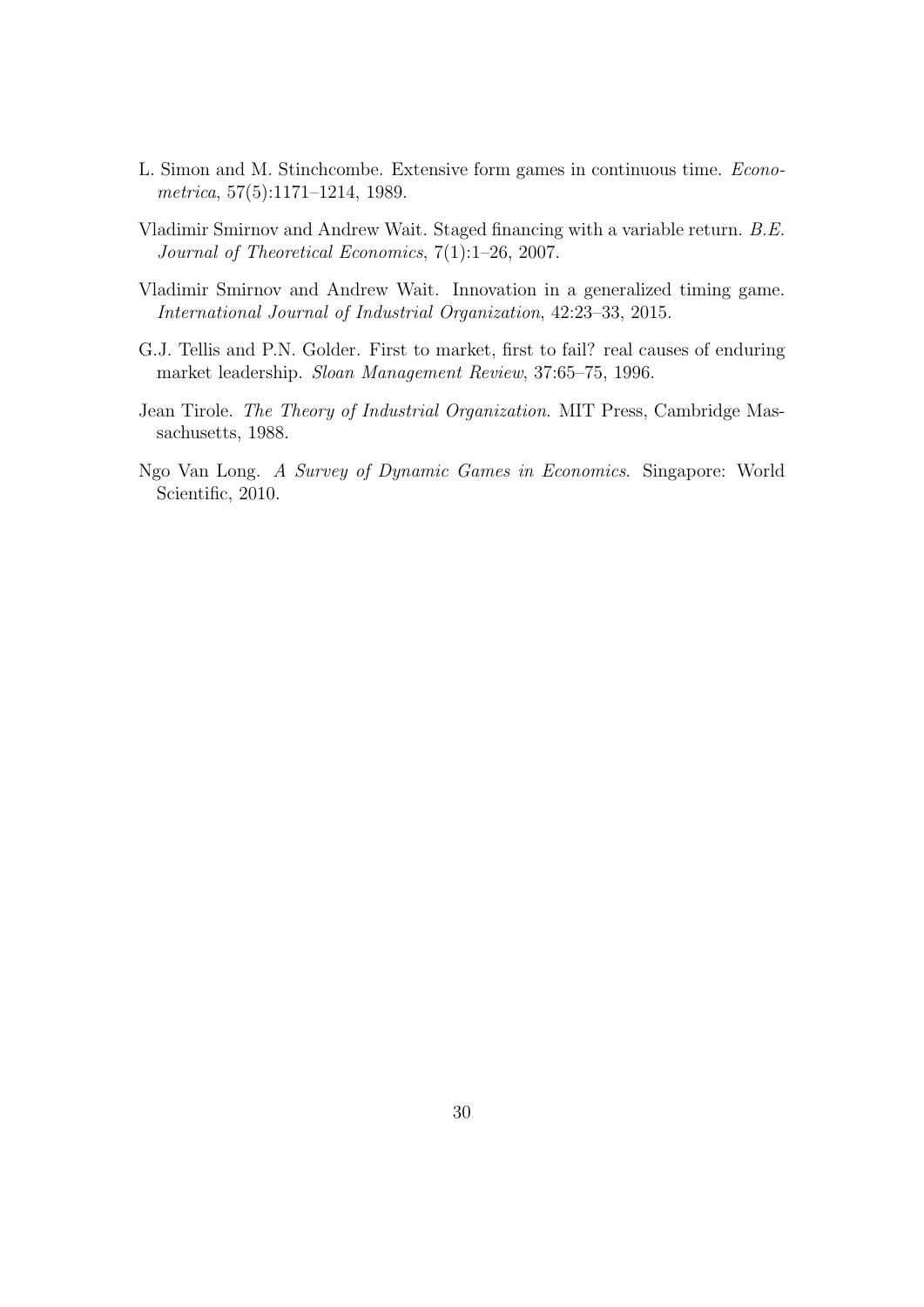L. Simon and M. Stinchcombe. Extensive form games in continuous time. *Econometrica*, 57(5):1171–1214, 1989.

Vladimir Smirnov and Andrew Wait. Staged financing with a variable return. *B.E. Journal of Theoretical Economics*, 7(1):1–26, 2007.

Vladimir Smirnov and Andrew Wait. Innovation in a generalized timing game. *International Journal of Industrial Organization*, 42:23–33, 2015.

G.J. Tellis and P.N. Golder. First to market, first to fail? real causes of enduring market leadership. *Sloan Management Review*, 37:65–75, 1996.

Jean Tirole. *The Theory of Industrial Organization*. MIT Press, Cambridge Massachusetts, 1988.

Ngo Van Long. *A Survey of Dynamic Games in Economics*. Singapore: World Scientific, 2010.